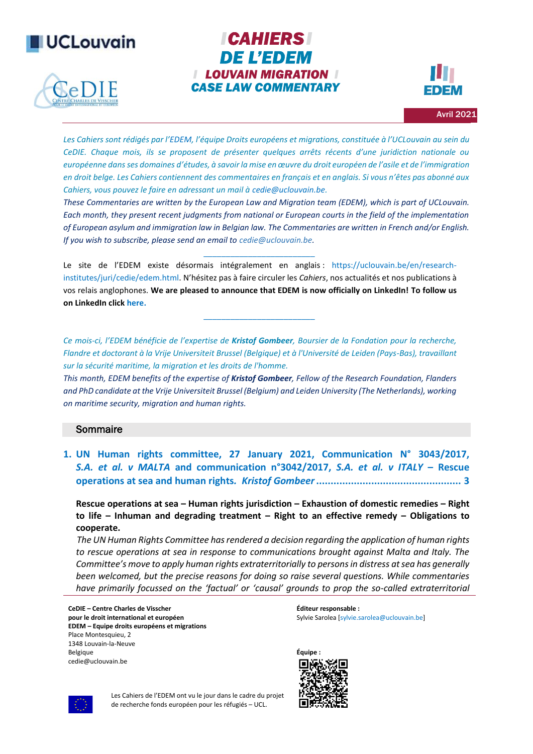UCLouvain

CeDIE – Centre Charles de Visscher pour le droit international et européen

# CAHIERS DE L'EDEM

## LOUVAIN MIGRATION CASE LAW COMMENTARY

EDEM

Avril 2021

*Les Cahiers sont rédigés par l'EDEM, l'équipe Droits européens et migrations, constituée à l'UCLouvain au sein du CeDIE. Chaque mois, ils se proposent de présenter quelques arrêts récents d'une juridiction nationale ou européenne dans ses domaines d'études, à savoir la mise en œuvre du droit européen de l'asile et de l'immigration en droit belge. Les Cahiers contiennent des commentaires en français et en anglais. Si vous n'êtes pas abonné aux Cahiers, vous pouvez le faire en adressant un mail à cedie@uclouvain.be.*

*These Commentaries are written by the European Law and Migration team (EDEM), which is part of UCLouvain. Each month, they present judgments from national or European courts in the field of the implementation of European asylum and immigration law in Belgian law. The Commentaries are written in French and/or English. If you wish to subscribe, please send an email to cedie@uclouvain.be.*

---

Le site de l'EDEM existe désormais intégralement en anglais : https://uclouvain.be/en/research-institutes/juri/cedie/edem.html. N'hésitez pas à faire circuler les *Cahiers*, nos actualités et nos publications à vos relais anglophones. **We are pleased to announce that EDEM is now officially on LinkedIn! To follow us on LinkedIn click here.**

---

*Ce mois-ci, l'EDEM bénéficie de l'expertise de **Kristof Gombeer**, Boursier de la Fondation pour la recherche, Flandre et doctorant à la Vrije Universiteit Brussel (Belgique) et à l'Université de Leiden (Pays-Bas), travaillant sur la sécurité maritime, la migration et les droits de l'homme.*

*This month, EDEM benefits of the expertise of **Kristof Gombeer**, Fellow of the Research Foundation, Flanders and PhD candidate at the Vrije Universiteit Brussel (Belgium) and Leiden University (The Netherlands), working on maritime security, migration and human rights.*

## Sommaire

1. **UN Human rights committee, 27 January 2021, Communication N° 3043/2017, *S.A. et al. v MALTA* and communication n°3042/2017, *S.A. et al. v ITALY* – Rescue operations at sea and human rights. *Kristof Gombeer* .................................................. 3**

**Rescue operations at sea – Human rights jurisdiction – Exhaustion of domestic remedies – Right to life – Inhuman and degrading treatment – Right to an effective remedy – Obligations to cooperate.**

*The UN Human Rights Committee has rendered a decision regarding the application of human rights to rescue operations at sea in response to communications brought against Malta and Italy. The Committee's move to apply human rights extraterritorially to persons in distress at sea has generally been welcomed, but the precise reasons for doing so raise several questions. While commentaries have primarily focussed on the 'factual' or 'causal' grounds to prop the so-called extraterritorial*

---

**CeDIE – Centre Charles de Visscher pour le droit international et européen**
**EDEM – Equipe droits européens et migrations**
Place Montesquieu, 2
1348 Louvain-la-Neuve
Belgique
cedie@uclouvain.be

**Éditeur responsable :**
Sylvie Sarolea [sylvie.sarolea@uclouvain.be]

**Équipe :**

Les Cahiers de l'EDEM ont vu le jour dans le cadre du projet de recherche fonds européen pour les réfugiés – UCL.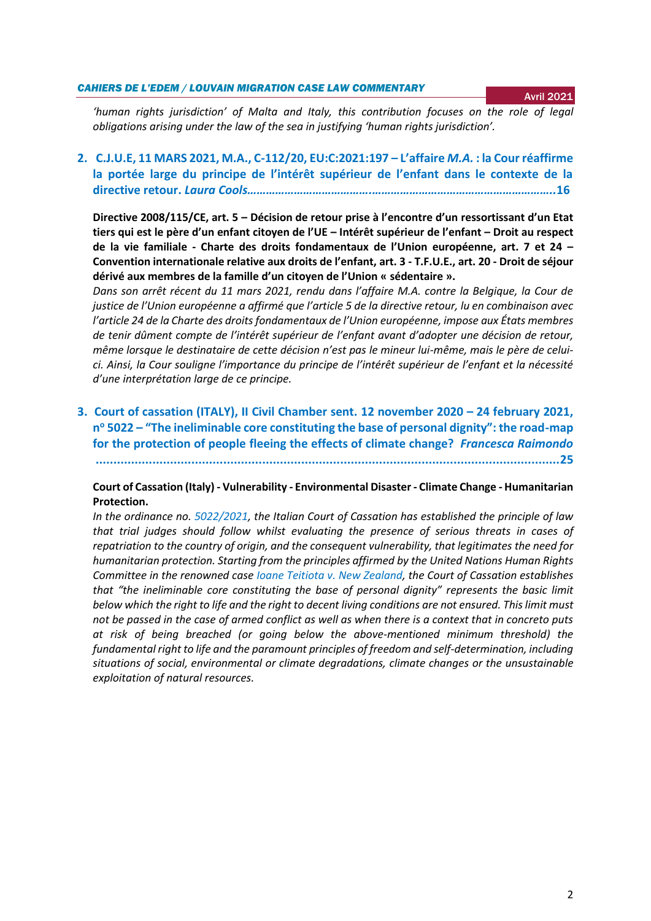*'human rights jurisdiction' of Malta and Italy, this contribution focuses on the role of legal obligations arising under the law of the sea in justifying 'human rights jurisdiction'.*

## 2. C.J.U.E, 11 MARS 2021, M.A., C-112/20, EU:C:2021:197 – L'affaire *M.A.* : la Cour réaffirme la portée large du principe de l'intérêt supérieur de l'enfant dans le contexte de la directive retour. *Laura Cools*……………………………………………………………………………………..16

**Directive 2008/115/CE, art. 5 – Décision de retour prise à l'encontre d'un ressortissant d'un Etat tiers qui est le père d'un enfant citoyen de l'UE – Intérêt supérieur de l'enfant – Droit au respect de la vie familiale - Charte des droits fondamentaux de l'Union européenne, art. 7 et 24 – Convention internationale relative aux droits de l'enfant, art. 3 - T.F.U.E., art. 20 - Droit de séjour dérivé aux membres de la famille d'un citoyen de l'Union « sédentaire ».**

*Dans son arrêt récent du 11 mars 2021, rendu dans l'affaire M.A. contre la Belgique, la Cour de justice de l'Union européenne a affirmé que l'article 5 de la directive retour, lu en combinaison avec l'article 24 de la Charte des droits fondamentaux de l'Union européenne, impose aux États membres de tenir dûment compte de l'intérêt supérieur de l'enfant avant d'adopter une décision de retour, même lorsque le destinataire de cette décision n'est pas le mineur lui-même, mais le père de celui-ci. Ainsi, la Cour souligne l'importance du principe de l'intérêt supérieur de l'enfant et la nécessité d'une interprétation large de ce principe.*

## 3. Court of cassation (ITALY), II Civil Chamber sent. 12 november 2020 – 24 february 2021, n° 5022 – "The ineliminable core constituting the base of personal dignity": the road-map for the protection of people fleeing the effects of climate change? *Francesca Raimondo* ....................................................................................................................25

**Court of Cassation (Italy) - Vulnerability - Environmental Disaster - Climate Change - Humanitarian Protection.**

*In the ordinance no. 5022/2021, the Italian Court of Cassation has established the principle of law that trial judges should follow whilst evaluating the presence of serious threats in cases of repatriation to the country of origin, and the consequent vulnerability, that legitimates the need for humanitarian protection. Starting from the principles affirmed by the United Nations Human Rights Committee in the renowned case Ioane Teitiota v. New Zealand, the Court of Cassation establishes that "the ineliminable core constituting the base of personal dignity" represents the basic limit below which the right to life and the right to decent living conditions are not ensured. This limit must not be passed in the case of armed conflict as well as when there is a context that in concreto puts at risk of being breached (or going below the above-mentioned minimum threshold) the fundamental right to life and the paramount principles of freedom and self-determination, including situations of social, environmental or climate degradations, climate changes or the unsustainable exploitation of natural resources.*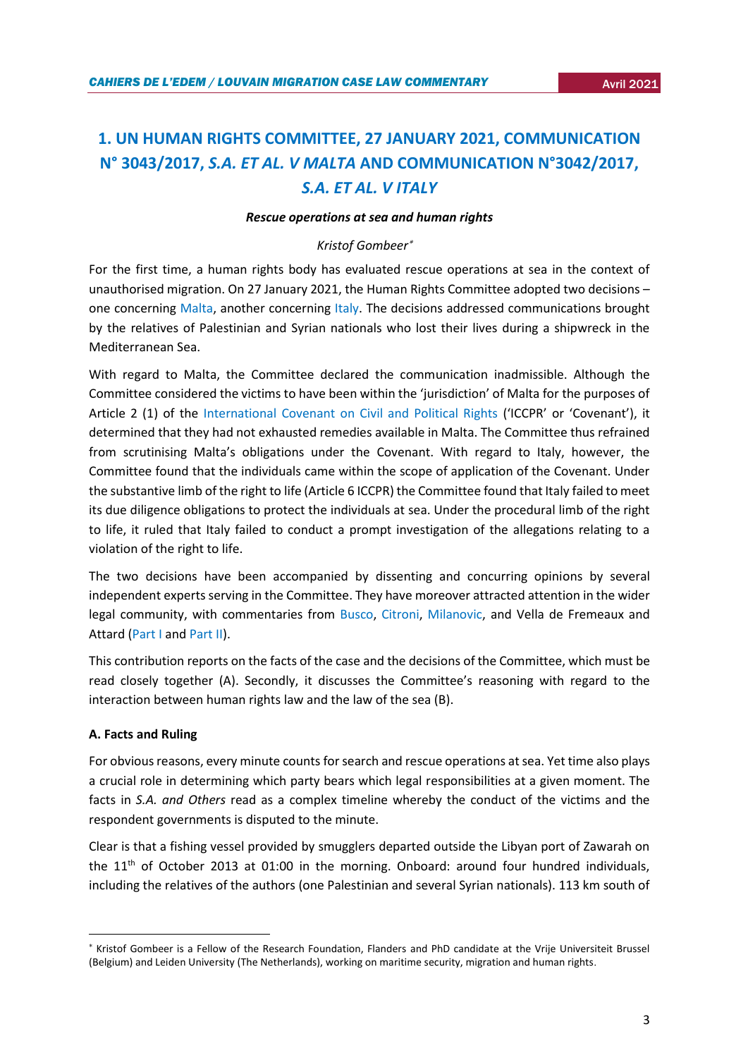# 1. UN HUMAN RIGHTS COMMITTEE, 27 JANUARY 2021, COMMUNICATION N° 3043/2017, *S.A. ET AL. V MALTA* AND COMMUNICATION N°3042/2017, *S.A. ET AL. V ITALY*

***Rescue operations at sea and human rights***

*Kristof Gombeer*[*]

For the first time, a human rights body has evaluated rescue operations at sea in the context of unauthorised migration. On 27 January 2021, the Human Rights Committee adopted two decisions – one concerning Malta, another concerning Italy. The decisions addressed communications brought by the relatives of Palestinian and Syrian nationals who lost their lives during a shipwreck in the Mediterranean Sea.

With regard to Malta, the Committee declared the communication inadmissible. Although the Committee considered the victims to have been within the 'jurisdiction' of Malta for the purposes of Article 2 (1) of the International Covenant on Civil and Political Rights ('ICCPR' or 'Covenant'), it determined that they had not exhausted remedies available in Malta. The Committee thus refrained from scrutinising Malta's obligations under the Covenant. With regard to Italy, however, the Committee found that the individuals came within the scope of application of the Covenant. Under the substantive limb of the right to life (Article 6 ICCPR) the Committee found that Italy failed to meet its due diligence obligations to protect the individuals at sea. Under the procedural limb of the right to life, it ruled that Italy failed to conduct a prompt investigation of the allegations relating to a violation of the right to life.

The two decisions have been accompanied by dissenting and concurring opinions by several independent experts serving in the Committee. They have moreover attracted attention in the wider legal community, with commentaries from Busco, Citroni, Milanovic, and Vella de Fremeaux and Attard (Part I and Part II).

This contribution reports on the facts of the case and the decisions of the Committee, which must be read closely together (A). Secondly, it discusses the Committee's reasoning with regard to the interaction between human rights law and the law of the sea (B).

**A. Facts and Ruling**

For obvious reasons, every minute counts for search and rescue operations at sea. Yet time also plays a crucial role in determining which party bears which legal responsibilities at a given moment. The facts in *S.A. and Others* read as a complex timeline whereby the conduct of the victims and the respondent governments is disputed to the minute.

Clear is that a fishing vessel provided by smugglers departed outside the Libyan port of Zawarah on the 11$^{th}$ of October 2013 at 01:00 in the morning. Onboard: around four hundred individuals, including the relatives of the authors (one Palestinian and several Syrian nationals). 113 km south of

---

[*] Kristof Gombeer is a Fellow of the Research Foundation, Flanders and PhD candidate at the Vrije Universiteit Brussel (Belgium) and Leiden University (The Netherlands), working on maritime security, migration and human rights.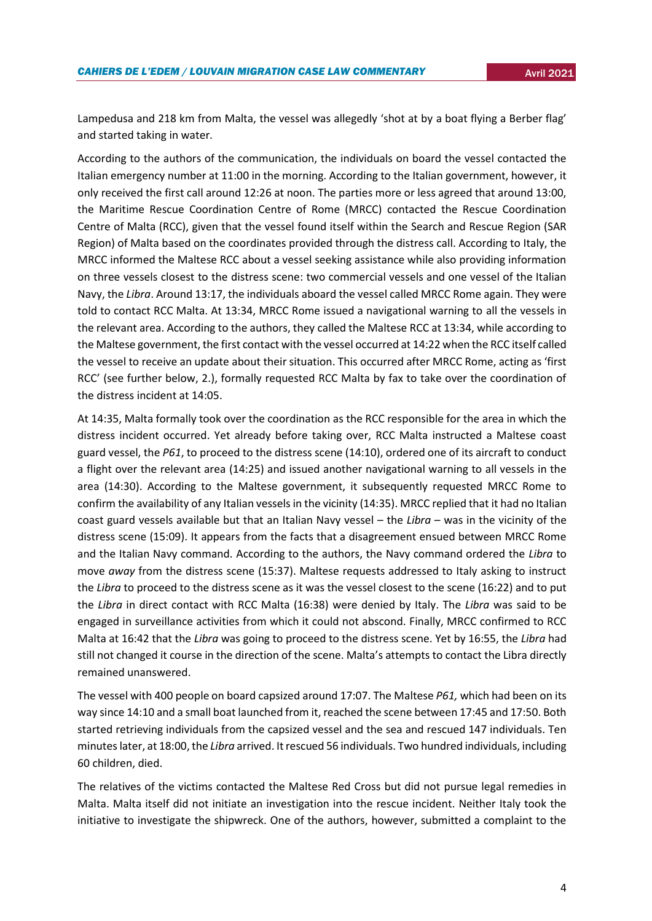Lampedusa and 218 km from Malta, the vessel was allegedly 'shot at by a boat flying a Berber flag' and started taking in water.

According to the authors of the communication, the individuals on board the vessel contacted the Italian emergency number at 11:00 in the morning. According to the Italian government, however, it only received the first call around 12:26 at noon. The parties more or less agreed that around 13:00, the Maritime Rescue Coordination Centre of Rome (MRCC) contacted the Rescue Coordination Centre of Malta (RCC), given that the vessel found itself within the Search and Rescue Region (SAR Region) of Malta based on the coordinates provided through the distress call. According to Italy, the MRCC informed the Maltese RCC about a vessel seeking assistance while also providing information on three vessels closest to the distress scene: two commercial vessels and one vessel of the Italian Navy, the *Libra*. Around 13:17, the individuals aboard the vessel called MRCC Rome again. They were told to contact RCC Malta. At 13:34, MRCC Rome issued a navigational warning to all the vessels in the relevant area. According to the authors, they called the Maltese RCC at 13:34, while according to the Maltese government, the first contact with the vessel occurred at 14:22 when the RCC itself called the vessel to receive an update about their situation. This occurred after MRCC Rome, acting as 'first RCC' (see further below, 2.), formally requested RCC Malta by fax to take over the coordination of the distress incident at 14:05.

At 14:35, Malta formally took over the coordination as the RCC responsible for the area in which the distress incident occurred. Yet already before taking over, RCC Malta instructed a Maltese coast guard vessel, the *P61*, to proceed to the distress scene (14:10), ordered one of its aircraft to conduct a flight over the relevant area (14:25) and issued another navigational warning to all vessels in the area (14:30). According to the Maltese government, it subsequently requested MRCC Rome to confirm the availability of any Italian vessels in the vicinity (14:35). MRCC replied that it had no Italian coast guard vessels available but that an Italian Navy vessel – the *Libra* – was in the vicinity of the distress scene (15:09). It appears from the facts that a disagreement ensued between MRCC Rome and the Italian Navy command. According to the authors, the Navy command ordered the *Libra* to move *away* from the distress scene (15:37). Maltese requests addressed to Italy asking to instruct the *Libra* to proceed to the distress scene as it was the vessel closest to the scene (16:22) and to put the *Libra* in direct contact with RCC Malta (16:38) were denied by Italy. The *Libra* was said to be engaged in surveillance activities from which it could not abscond. Finally, MRCC confirmed to RCC Malta at 16:42 that the *Libra* was going to proceed to the distress scene. Yet by 16:55, the *Libra* had still not changed it course in the direction of the scene. Malta's attempts to contact the Libra directly remained unanswered.

The vessel with 400 people on board capsized around 17:07. The Maltese *P61,* which had been on its way since 14:10 and a small boat launched from it, reached the scene between 17:45 and 17:50. Both started retrieving individuals from the capsized vessel and the sea and rescued 147 individuals. Ten minutes later, at 18:00, the *Libra* arrived. It rescued 56 individuals. Two hundred individuals, including 60 children, died.

The relatives of the victims contacted the Maltese Red Cross but did not pursue legal remedies in Malta. Malta itself did not initiate an investigation into the rescue incident. Neither Italy took the initiative to investigate the shipwreck. One of the authors, however, submitted a complaint to the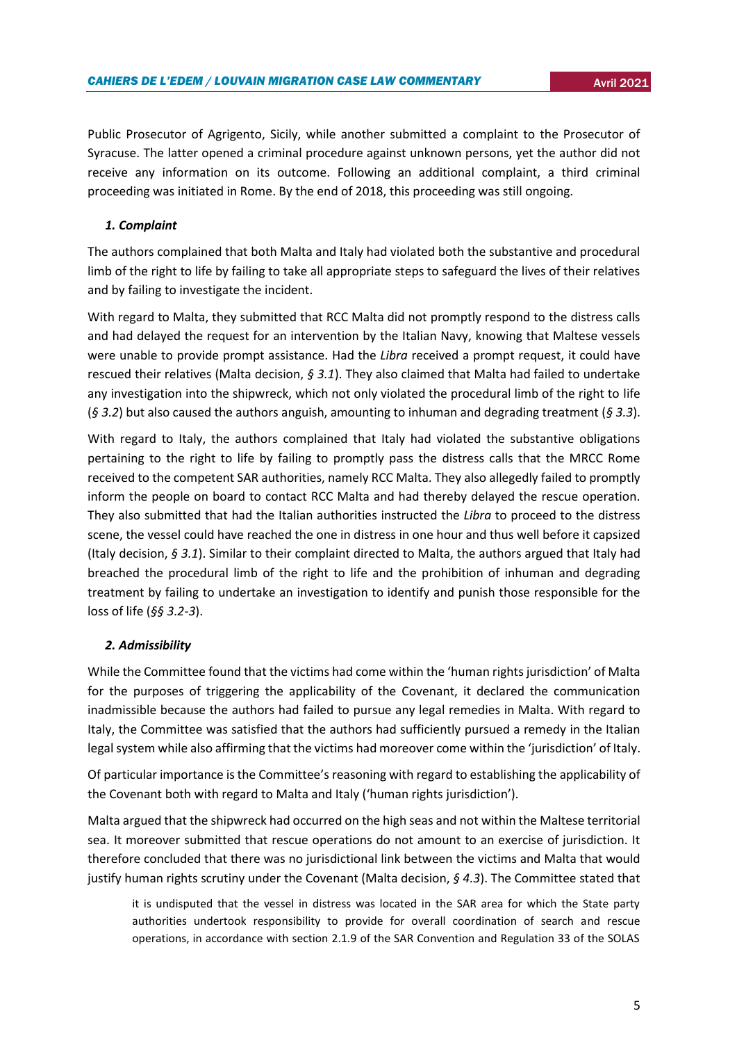Public Prosecutor of Agrigento, Sicily, while another submitted a complaint to the Prosecutor of Syracuse. The latter opened a criminal procedure against unknown persons, yet the author did not receive any information on its outcome. Following an additional complaint, a third criminal proceeding was initiated in Rome. By the end of 2018, this proceeding was still ongoing.

### *1. Complaint*

The authors complained that both Malta and Italy had violated both the substantive and procedural limb of the right to life by failing to take all appropriate steps to safeguard the lives of their relatives and by failing to investigate the incident.

With regard to Malta, they submitted that RCC Malta did not promptly respond to the distress calls and had delayed the request for an intervention by the Italian Navy, knowing that Maltese vessels were unable to provide prompt assistance. Had the *Libra* received a prompt request, it could have rescued their relatives (Malta decision, *§ 3.1*). They also claimed that Malta had failed to undertake any investigation into the shipwreck, which not only violated the procedural limb of the right to life (*§ 3.2*) but also caused the authors anguish, amounting to inhuman and degrading treatment (*§ 3.3*).

With regard to Italy, the authors complained that Italy had violated the substantive obligations pertaining to the right to life by failing to promptly pass the distress calls that the MRCC Rome received to the competent SAR authorities, namely RCC Malta. They also allegedly failed to promptly inform the people on board to contact RCC Malta and had thereby delayed the rescue operation. They also submitted that had the Italian authorities instructed the *Libra* to proceed to the distress scene, the vessel could have reached the one in distress in one hour and thus well before it capsized (Italy decision, *§ 3.1*). Similar to their complaint directed to Malta, the authors argued that Italy had breached the procedural limb of the right to life and the prohibition of inhuman and degrading treatment by failing to undertake an investigation to identify and punish those responsible for the loss of life (*§§ 3.2-3*).

### *2. Admissibility*

While the Committee found that the victims had come within the 'human rights jurisdiction' of Malta for the purposes of triggering the applicability of the Covenant, it declared the communication inadmissible because the authors had failed to pursue any legal remedies in Malta. With regard to Italy, the Committee was satisfied that the authors had sufficiently pursued a remedy in the Italian legal system while also affirming that the victims had moreover come within the 'jurisdiction' of Italy.

Of particular importance is the Committee's reasoning with regard to establishing the applicability of the Covenant both with regard to Malta and Italy ('human rights jurisdiction').

Malta argued that the shipwreck had occurred on the high seas and not within the Maltese territorial sea. It moreover submitted that rescue operations do not amount to an exercise of jurisdiction. It therefore concluded that there was no jurisdictional link between the victims and Malta that would justify human rights scrutiny under the Covenant (Malta decision, *§ 4.3*). The Committee stated that

> it is undisputed that the vessel in distress was located in the SAR area for which the State party authorities undertook responsibility to provide for overall coordination of search and rescue operations, in accordance with section 2.1.9 of the SAR Convention and Regulation 33 of the SOLAS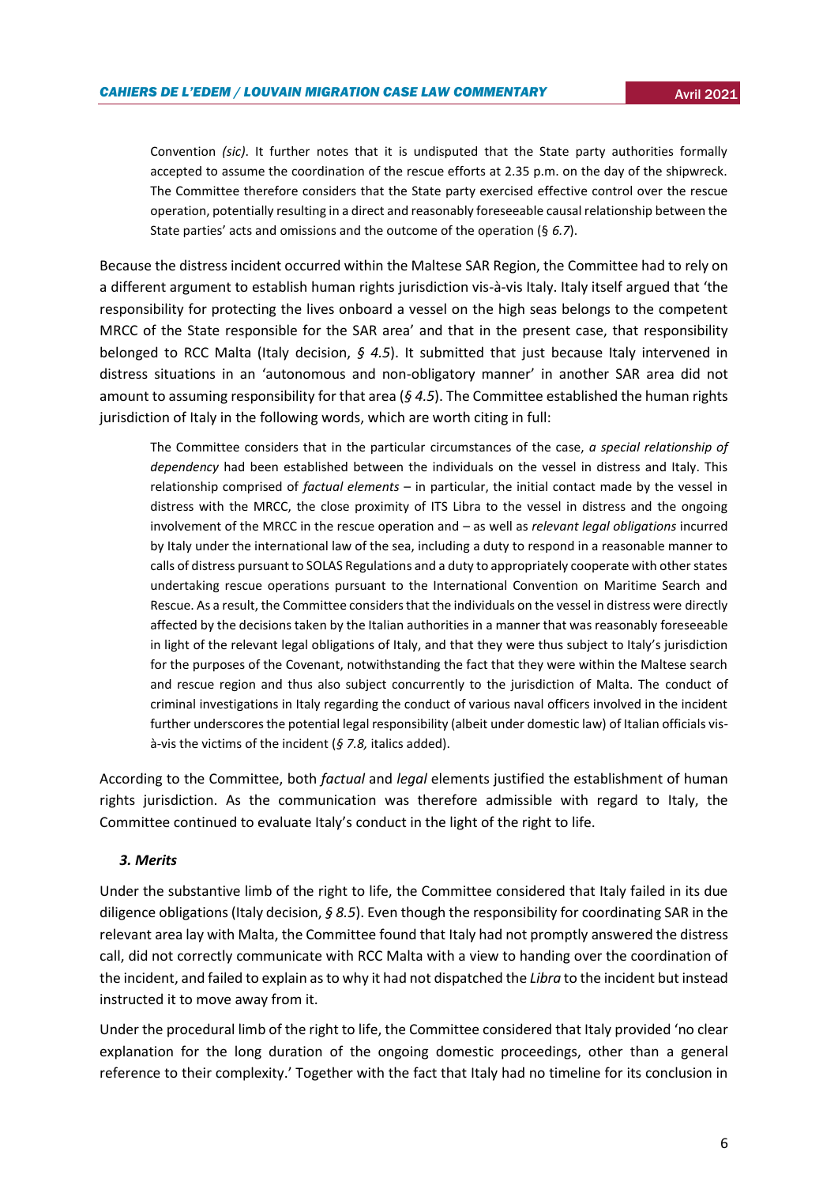> Convention *(sic)*. It further notes that it is undisputed that the State party authorities formally accepted to assume the coordination of the rescue efforts at 2.35 p.m. on the day of the shipwreck. The Committee therefore considers that the State party exercised effective control over the rescue operation, potentially resulting in a direct and reasonably foreseeable causal relationship between the State parties' acts and omissions and the outcome of the operation (§ *6.7*).

Because the distress incident occurred within the Maltese SAR Region, the Committee had to rely on a different argument to establish human rights jurisdiction vis-à-vis Italy. Italy itself argued that 'the responsibility for protecting the lives onboard a vessel on the high seas belongs to the competent MRCC of the State responsible for the SAR area' and that in the present case, that responsibility belonged to RCC Malta (Italy decision, *§ 4.5*). It submitted that just because Italy intervened in distress situations in an 'autonomous and non-obligatory manner' in another SAR area did not amount to assuming responsibility for that area (*§ 4.5*). The Committee established the human rights jurisdiction of Italy in the following words, which are worth citing in full:

> The Committee considers that in the particular circumstances of the case, *a special relationship of dependency* had been established between the individuals on the vessel in distress and Italy. This relationship comprised of *factual elements* – in particular, the initial contact made by the vessel in distress with the MRCC, the close proximity of ITS Libra to the vessel in distress and the ongoing involvement of the MRCC in the rescue operation and – as well as *relevant legal obligations* incurred by Italy under the international law of the sea, including a duty to respond in a reasonable manner to calls of distress pursuant to SOLAS Regulations and a duty to appropriately cooperate with other states undertaking rescue operations pursuant to the International Convention on Maritime Search and Rescue. As a result, the Committee considers that the individuals on the vessel in distress were directly affected by the decisions taken by the Italian authorities in a manner that was reasonably foreseeable in light of the relevant legal obligations of Italy, and that they were thus subject to Italy's jurisdiction for the purposes of the Covenant, notwithstanding the fact that they were within the Maltese search and rescue region and thus also subject concurrently to the jurisdiction of Malta. The conduct of criminal investigations in Italy regarding the conduct of various naval officers involved in the incident further underscores the potential legal responsibility (albeit under domestic law) of Italian officials vis-à-vis the victims of the incident (*§ 7.8,* italics added).

According to the Committee, both *factual* and *legal* elements justified the establishment of human rights jurisdiction. As the communication was therefore admissible with regard to Italy, the Committee continued to evaluate Italy's conduct in the light of the right to life.

### *3. Merits*

Under the substantive limb of the right to life, the Committee considered that Italy failed in its due diligence obligations (Italy decision, *§ 8.5*). Even though the responsibility for coordinating SAR in the relevant area lay with Malta, the Committee found that Italy had not promptly answered the distress call, did not correctly communicate with RCC Malta with a view to handing over the coordination of the incident, and failed to explain as to why it had not dispatched the *Libra* to the incident but instead instructed it to move away from it.

Under the procedural limb of the right to life, the Committee considered that Italy provided 'no clear explanation for the long duration of the ongoing domestic proceedings, other than a general reference to their complexity.' Together with the fact that Italy had no timeline for its conclusion in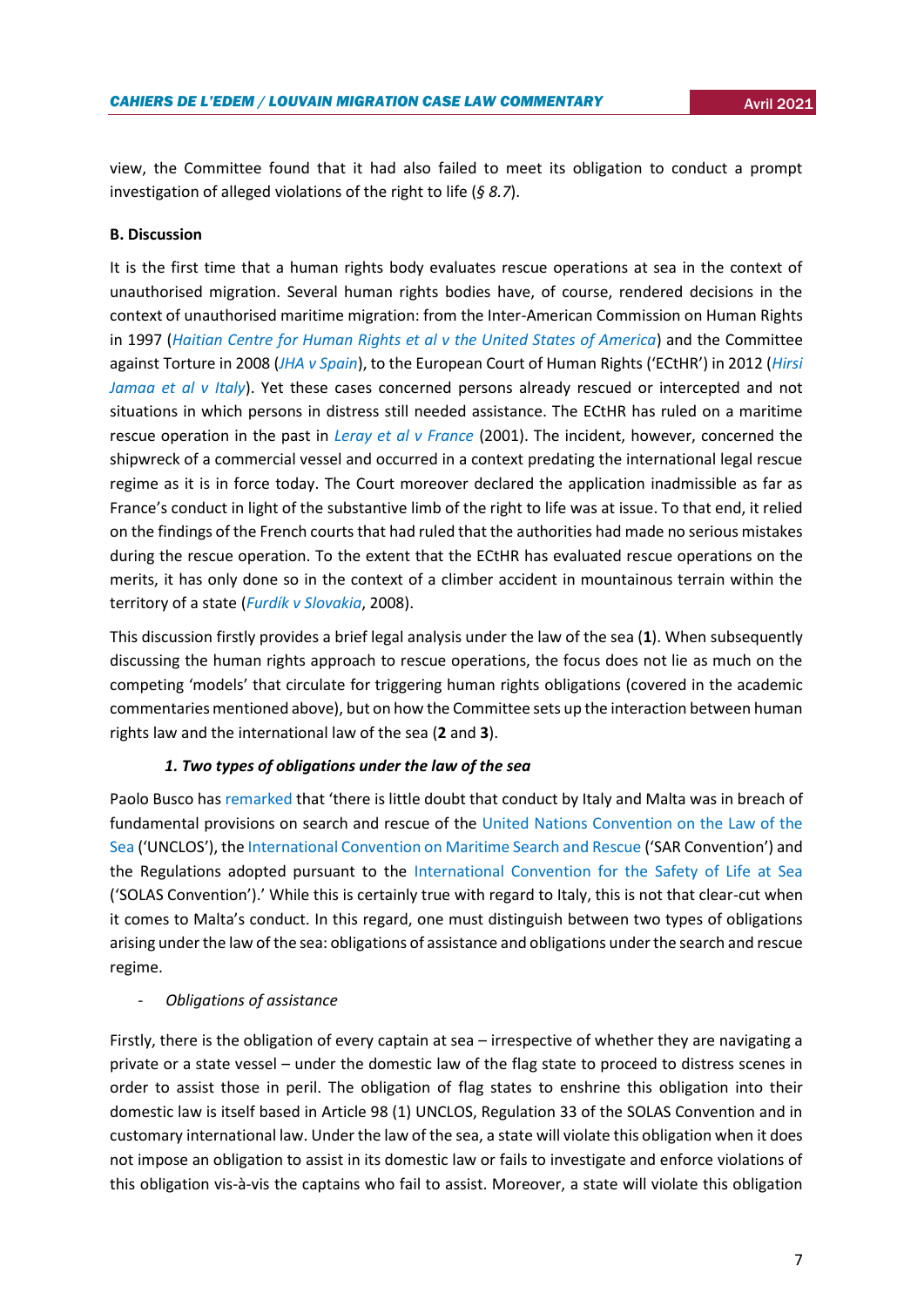view, the Committee found that it had also failed to meet its obligation to conduct a prompt investigation of alleged violations of the right to life (*§ 8.7*).

**B. Discussion**

It is the first time that a human rights body evaluates rescue operations at sea in the context of unauthorised migration. Several human rights bodies have, of course, rendered decisions in the context of unauthorised maritime migration: from the Inter-American Commission on Human Rights in 1997 (*Haitian Centre for Human Rights et al v the United States of America*) and the Committee against Torture in 2008 (*JHA v Spain*), to the European Court of Human Rights ('ECtHR') in 2012 (*Hirsi Jamaa et al v Italy*). Yet these cases concerned persons already rescued or intercepted and not situations in which persons in distress still needed assistance. The ECtHR has ruled on a maritime rescue operation in the past in *Leray et al v France* (2001). The incident, however, concerned the shipwreck of a commercial vessel and occurred in a context predating the international legal rescue regime as it is in force today. The Court moreover declared the application inadmissible as far as France's conduct in light of the substantive limb of the right to life was at issue. To that end, it relied on the findings of the French courts that had ruled that the authorities had made no serious mistakes during the rescue operation. To the extent that the ECtHR has evaluated rescue operations on the merits, it has only done so in the context of a climber accident in mountainous terrain within the territory of a state (*Furdík v Slovakia*, 2008).

This discussion firstly provides a brief legal analysis under the law of the sea (**1**). When subsequently discussing the human rights approach to rescue operations, the focus does not lie as much on the competing 'models' that circulate for triggering human rights obligations (covered in the academic commentaries mentioned above), but on how the Committee sets up the interaction between human rights law and the international law of the sea (**2** and **3**).

***1. Two types of obligations under the law of the sea***

Paolo Busco has remarked that 'there is little doubt that conduct by Italy and Malta was in breach of fundamental provisions on search and rescue of the United Nations Convention on the Law of the Sea ('UNCLOS'), the International Convention on Maritime Search and Rescue ('SAR Convention') and the Regulations adopted pursuant to the International Convention for the Safety of Life at Sea ('SOLAS Convention').' While this is certainly true with regard to Italy, this is not that clear-cut when it comes to Malta's conduct. In this regard, one must distinguish between two types of obligations arising under the law of the sea: obligations of assistance and obligations under the search and rescue regime.

- *Obligations of assistance*

Firstly, there is the obligation of every captain at sea – irrespective of whether they are navigating a private or a state vessel – under the domestic law of the flag state to proceed to distress scenes in order to assist those in peril. The obligation of flag states to enshrine this obligation into their domestic law is itself based in Article 98 (1) UNCLOS, Regulation 33 of the SOLAS Convention and in customary international law. Under the law of the sea, a state will violate this obligation when it does not impose an obligation to assist in its domestic law or fails to investigate and enforce violations of this obligation vis-à-vis the captains who fail to assist. Moreover, a state will violate this obligation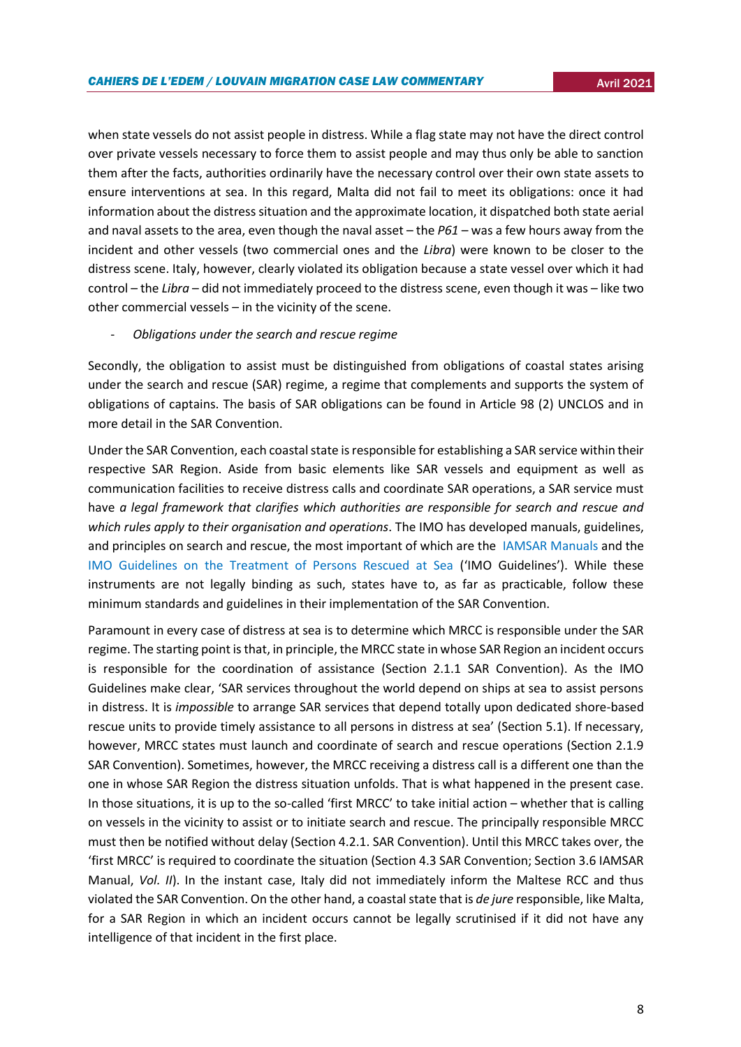when state vessels do not assist people in distress. While a flag state may not have the direct control over private vessels necessary to force them to assist people and may thus only be able to sanction them after the facts, authorities ordinarily have the necessary control over their own state assets to ensure interventions at sea. In this regard, Malta did not fail to meet its obligations: once it had information about the distress situation and the approximate location, it dispatched both state aerial and naval assets to the area, even though the naval asset – the *P61* – was a few hours away from the incident and other vessels (two commercial ones and the *Libra*) were known to be closer to the distress scene. Italy, however, clearly violated its obligation because a state vessel over which it had control – the *Libra* – did not immediately proceed to the distress scene, even though it was – like two other commercial vessels – in the vicinity of the scene.

- *Obligations under the search and rescue regime*

Secondly, the obligation to assist must be distinguished from obligations of coastal states arising under the search and rescue (SAR) regime, a regime that complements and supports the system of obligations of captains. The basis of SAR obligations can be found in Article 98 (2) UNCLOS and in more detail in the SAR Convention.

Under the SAR Convention, each coastal state is responsible for establishing a SAR service within their respective SAR Region. Aside from basic elements like SAR vessels and equipment as well as communication facilities to receive distress calls and coordinate SAR operations, a SAR service must have *a legal framework that clarifies which authorities are responsible for search and rescue and which rules apply to their organisation and operations*. The IMO has developed manuals, guidelines, and principles on search and rescue, the most important of which are the IAMSAR Manuals and the IMO Guidelines on the Treatment of Persons Rescued at Sea ('IMO Guidelines'). While these instruments are not legally binding as such, states have to, as far as practicable, follow these minimum standards and guidelines in their implementation of the SAR Convention.

Paramount in every case of distress at sea is to determine which MRCC is responsible under the SAR regime. The starting point is that, in principle, the MRCC state in whose SAR Region an incident occurs is responsible for the coordination of assistance (Section 2.1.1 SAR Convention). As the IMO Guidelines make clear, 'SAR services throughout the world depend on ships at sea to assist persons in distress. It is *impossible* to arrange SAR services that depend totally upon dedicated shore-based rescue units to provide timely assistance to all persons in distress at sea' (Section 5.1). If necessary, however, MRCC states must launch and coordinate of search and rescue operations (Section 2.1.9 SAR Convention). Sometimes, however, the MRCC receiving a distress call is a different one than the one in whose SAR Region the distress situation unfolds. That is what happened in the present case. In those situations, it is up to the so-called 'first MRCC' to take initial action – whether that is calling on vessels in the vicinity to assist or to initiate search and rescue. The principally responsible MRCC must then be notified without delay (Section 4.2.1. SAR Convention). Until this MRCC takes over, the 'first MRCC' is required to coordinate the situation (Section 4.3 SAR Convention; Section 3.6 IAMSAR Manual, *Vol. II*). In the instant case, Italy did not immediately inform the Maltese RCC and thus violated the SAR Convention. On the other hand, a coastal state that is *de jure* responsible, like Malta, for a SAR Region in which an incident occurs cannot be legally scrutinised if it did not have any intelligence of that incident in the first place.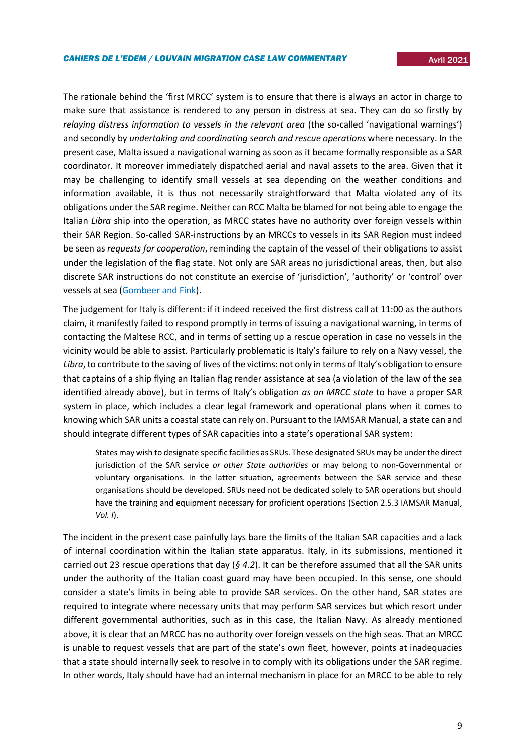The rationale behind the 'first MRCC' system is to ensure that there is always an actor in charge to make sure that assistance is rendered to any person in distress at sea. They can do so firstly by *relaying distress information to vessels in the relevant area* (the so-called 'navigational warnings') and secondly by *undertaking and coordinating search and rescue operations* where necessary. In the present case, Malta issued a navigational warning as soon as it became formally responsible as a SAR coordinator. It moreover immediately dispatched aerial and naval assets to the area. Given that it may be challenging to identify small vessels at sea depending on the weather conditions and information available, it is thus not necessarily straightforward that Malta violated any of its obligations under the SAR regime. Neither can RCC Malta be blamed for not being able to engage the Italian *Libra* ship into the operation, as MRCC states have no authority over foreign vessels within their SAR Region. So-called SAR-instructions by an MRCCs to vessels in its SAR Region must indeed be seen as *requests for cooperation*, reminding the captain of the vessel of their obligations to assist under the legislation of the flag state. Not only are SAR areas no jurisdictional areas, then, but also discrete SAR instructions do not constitute an exercise of 'jurisdiction', 'authority' or 'control' over vessels at sea (Gombeer and Fink).

The judgement for Italy is different: if it indeed received the first distress call at 11:00 as the authors claim, it manifestly failed to respond promptly in terms of issuing a navigational warning, in terms of contacting the Maltese RCC, and in terms of setting up a rescue operation in case no vessels in the vicinity would be able to assist. Particularly problematic is Italy's failure to rely on a Navy vessel, the *Libra*, to contribute to the saving of lives of the victims: not only in terms of Italy's obligation to ensure that captains of a ship flying an Italian flag render assistance at sea (a violation of the law of the sea identified already above), but in terms of Italy's obligation *as an MRCC state* to have a proper SAR system in place, which includes a clear legal framework and operational plans when it comes to knowing which SAR units a coastal state can rely on. Pursuant to the IAMSAR Manual, a state can and should integrate different types of SAR capacities into a state's operational SAR system:

> States may wish to designate specific facilities as SRUs. These designated SRUs may be under the direct jurisdiction of the SAR service *or other State authorities* or may belong to non-Governmental or voluntary organisations. In the latter situation, agreements between the SAR service and these organisations should be developed. SRUs need not be dedicated solely to SAR operations but should have the training and equipment necessary for proficient operations (Section 2.5.3 IAMSAR Manual, *Vol. I*).

The incident in the present case painfully lays bare the limits of the Italian SAR capacities and a lack of internal coordination within the Italian state apparatus. Italy, in its submissions, mentioned it carried out 23 rescue operations that day (*§ 4.2*). It can be therefore assumed that all the SAR units under the authority of the Italian coast guard may have been occupied. In this sense, one should consider a state's limits in being able to provide SAR services. On the other hand, SAR states are required to integrate where necessary units that may perform SAR services but which resort under different governmental authorities, such as in this case, the Italian Navy. As already mentioned above, it is clear that an MRCC has no authority over foreign vessels on the high seas. That an MRCC is unable to request vessels that are part of the state's own fleet, however, points at inadequacies that a state should internally seek to resolve in to comply with its obligations under the SAR regime. In other words, Italy should have had an internal mechanism in place for an MRCC to be able to rely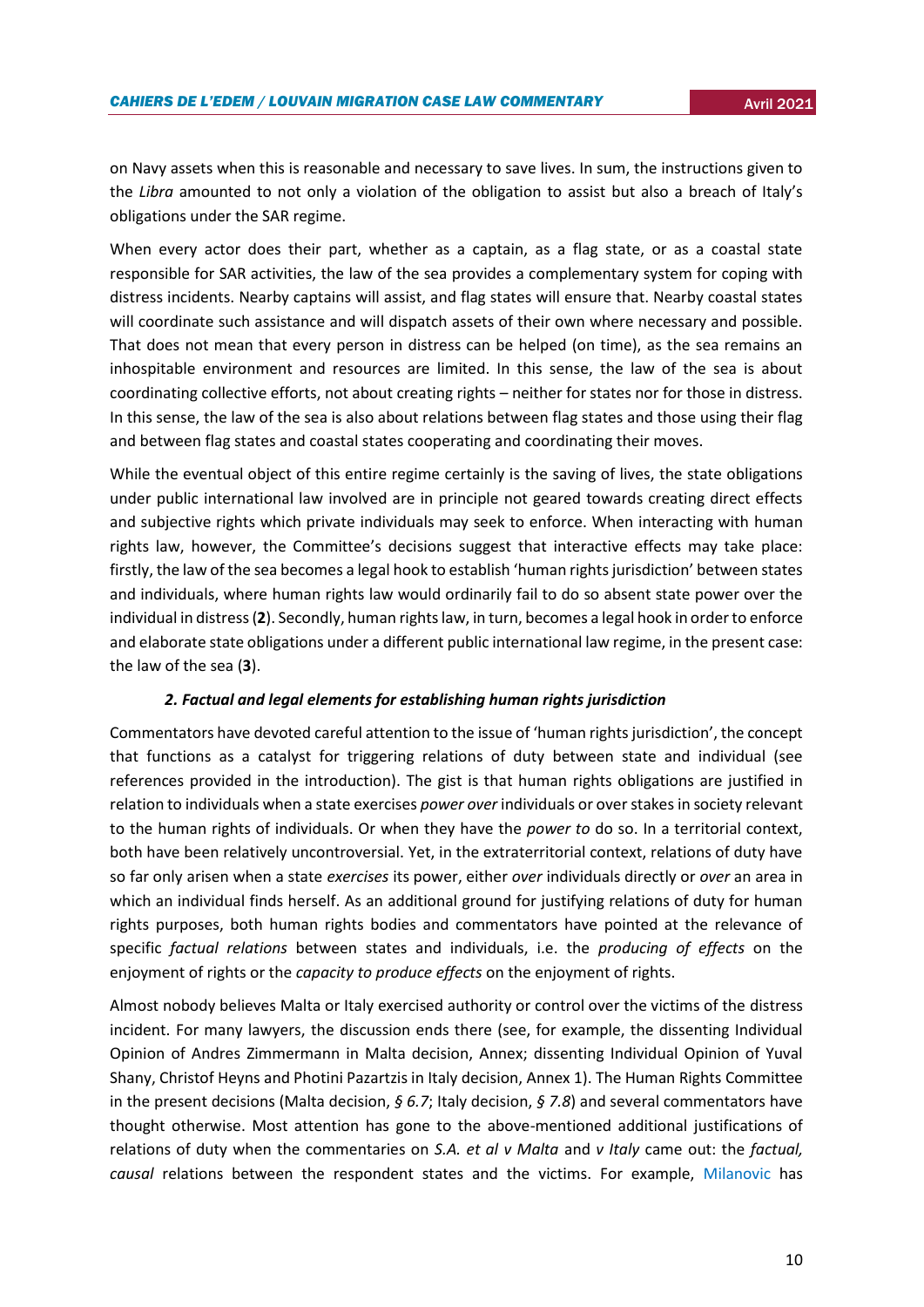on Navy assets when this is reasonable and necessary to save lives. In sum, the instructions given to the *Libra* amounted to not only a violation of the obligation to assist but also a breach of Italy's obligations under the SAR regime.

When every actor does their part, whether as a captain, as a flag state, or as a coastal state responsible for SAR activities, the law of the sea provides a complementary system for coping with distress incidents. Nearby captains will assist, and flag states will ensure that. Nearby coastal states will coordinate such assistance and will dispatch assets of their own where necessary and possible. That does not mean that every person in distress can be helped (on time), as the sea remains an inhospitable environment and resources are limited. In this sense, the law of the sea is about coordinating collective efforts, not about creating rights – neither for states nor for those in distress. In this sense, the law of the sea is also about relations between flag states and those using their flag and between flag states and coastal states cooperating and coordinating their moves.

While the eventual object of this entire regime certainly is the saving of lives, the state obligations under public international law involved are in principle not geared towards creating direct effects and subjective rights which private individuals may seek to enforce. When interacting with human rights law, however, the Committee's decisions suggest that interactive effects may take place: firstly, the law of the sea becomes a legal hook to establish 'human rights jurisdiction' between states and individuals, where human rights law would ordinarily fail to do so absent state power over the individual in distress (**2**). Secondly, human rights law, in turn, becomes a legal hook in order to enforce and elaborate state obligations under a different public international law regime, in the present case: the law of the sea (**3**).

### *2. Factual and legal elements for establishing human rights jurisdiction*

Commentators have devoted careful attention to the issue of 'human rights jurisdiction', the concept that functions as a catalyst for triggering relations of duty between state and individual (see references provided in the introduction). The gist is that human rights obligations are justified in relation to individuals when a state exercises *power over* individuals or over stakes in society relevant to the human rights of individuals. Or when they have the *power to* do so. In a territorial context, both have been relatively uncontroversial. Yet, in the extraterritorial context, relations of duty have so far only arisen when a state *exercises* its power, either *over* individuals directly or *over* an area in which an individual finds herself. As an additional ground for justifying relations of duty for human rights purposes, both human rights bodies and commentators have pointed at the relevance of specific *factual relations* between states and individuals, i.e. the *producing of effects* on the enjoyment of rights or the *capacity to produce effects* on the enjoyment of rights.

Almost nobody believes Malta or Italy exercised authority or control over the victims of the distress incident. For many lawyers, the discussion ends there (see, for example, the dissenting Individual Opinion of Andres Zimmermann in Malta decision, Annex; dissenting Individual Opinion of Yuval Shany, Christof Heyns and Photini Pazartzis in Italy decision, Annex 1). The Human Rights Committee in the present decisions (Malta decision, *§ 6.7*; Italy decision, *§ 7.8*) and several commentators have thought otherwise. Most attention has gone to the above-mentioned additional justifications of relations of duty when the commentaries on *S.A. et al v Malta* and *v Italy* came out: the *factual, causal* relations between the respondent states and the victims. For example, Milanovic has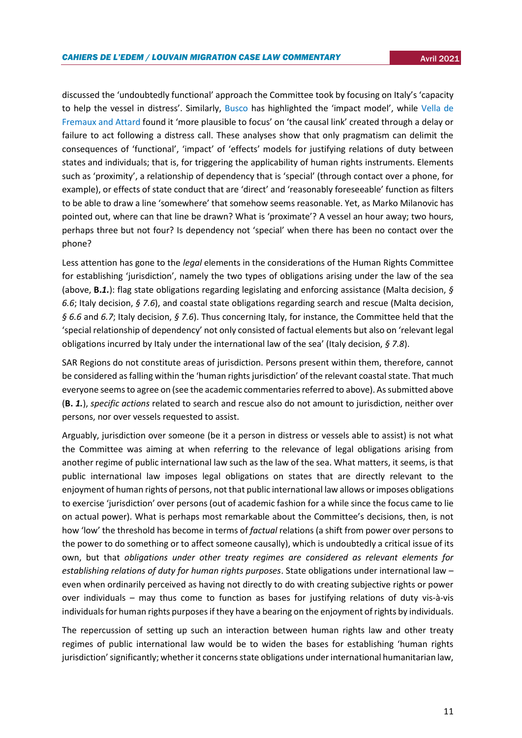discussed the 'undoubtedly functional' approach the Committee took by focusing on Italy's 'capacity to help the vessel in distress'. Similarly, Busco has highlighted the 'impact model', while Vella de Fremaux and Attard found it 'more plausible to focus' on 'the causal link' created through a delay or failure to act following a distress call. These analyses show that only pragmatism can delimit the consequences of 'functional', 'impact' of 'effects' models for justifying relations of duty between states and individuals; that is, for triggering the applicability of human rights instruments. Elements such as 'proximity', a relationship of dependency that is 'special' (through contact over a phone, for example), or effects of state conduct that are 'direct' and 'reasonably foreseeable' function as filters to be able to draw a line 'somewhere' that somehow seems reasonable. Yet, as Marko Milanovic has pointed out, where can that line be drawn? What is 'proximate'? A vessel an hour away; two hours, perhaps three but not four? Is dependency not 'special' when there has been no contact over the phone?

Less attention has gone to the *legal* elements in the considerations of the Human Rights Committee for establishing 'jurisdiction', namely the two types of obligations arising under the law of the sea (above, **B.*1.***): flag state obligations regarding legislating and enforcing assistance (Malta decision, *§ 6.6*; Italy decision, *§ 7.6*), and coastal state obligations regarding search and rescue (Malta decision, *§ 6.6* and *6.7*; Italy decision, *§ 7.6*). Thus concerning Italy, for instance, the Committee held that the 'special relationship of dependency' not only consisted of factual elements but also on 'relevant legal obligations incurred by Italy under the international law of the sea' (Italy decision, *§ 7.8*).

SAR Regions do not constitute areas of jurisdiction. Persons present within them, therefore, cannot be considered as falling within the 'human rights jurisdiction' of the relevant coastal state. That much everyone seems to agree on (see the academic commentaries referred to above). As submitted above (**B. *1.***), *specific actions* related to search and rescue also do not amount to jurisdiction, neither over persons, nor over vessels requested to assist.

Arguably, jurisdiction over someone (be it a person in distress or vessels able to assist) is not what the Committee was aiming at when referring to the relevance of legal obligations arising from another regime of public international law such as the law of the sea. What matters, it seems, is that public international law imposes legal obligations on states that are directly relevant to the enjoyment of human rights of persons, not that public international law allows or imposes obligations to exercise 'jurisdiction' over persons (out of academic fashion for a while since the focus came to lie on actual power). What is perhaps most remarkable about the Committee's decisions, then, is not how 'low' the threshold has become in terms of *factual* relations (a shift from power over persons to the power to do something or to affect someone causally), which is undoubtedly a critical issue of its own, but that *obligations under other treaty regimes are considered as relevant elements for establishing relations of duty for human rights purposes*. State obligations under international law – even when ordinarily perceived as having not directly to do with creating subjective rights or power over individuals – may thus come to function as bases for justifying relations of duty vis-à-vis individuals for human rights purposes if they have a bearing on the enjoyment of rights by individuals.

The repercussion of setting up such an interaction between human rights law and other treaty regimes of public international law would be to widen the bases for establishing 'human rights jurisdiction' significantly; whether it concerns state obligations under international humanitarian law,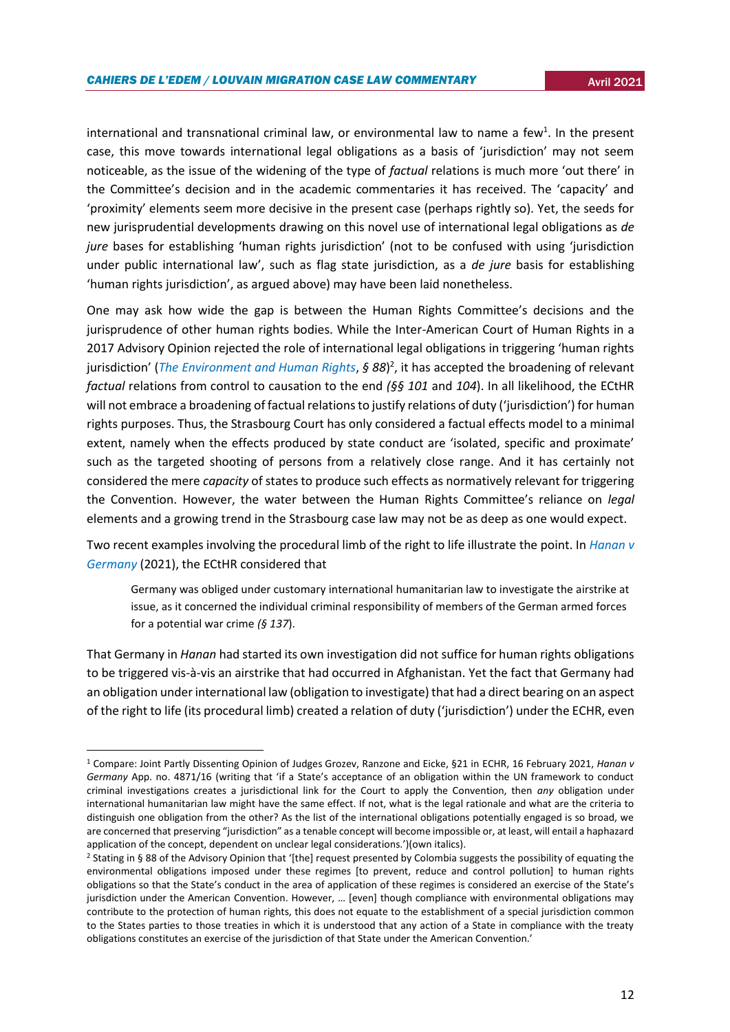international and transnational criminal law, or environmental law to name a few[1]. In the present case, this move towards international legal obligations as a basis of 'jurisdiction' may not seem noticeable, as the issue of the widening of the type of *factual* relations is much more 'out there' in the Committee's decision and in the academic commentaries it has received. The 'capacity' and 'proximity' elements seem more decisive in the present case (perhaps rightly so). Yet, the seeds for new jurisprudential developments drawing on this novel use of international legal obligations as *de jure* bases for establishing 'human rights jurisdiction' (not to be confused with using 'jurisdiction under public international law', such as flag state jurisdiction, as a *de jure* basis for establishing 'human rights jurisdiction', as argued above) may have been laid nonetheless.

One may ask how wide the gap is between the Human Rights Committee's decisions and the jurisprudence of other human rights bodies. While the Inter-American Court of Human Rights in a 2017 Advisory Opinion rejected the role of international legal obligations in triggering 'human rights jurisdiction' (*The Environment and Human Rights*, *§ 88*)[2], it has accepted the broadening of relevant *factual* relations from control to causation to the end *(§§ 101* and *104*). In all likelihood, the ECtHR will not embrace a broadening of factual relations to justify relations of duty ('jurisdiction') for human rights purposes. Thus, the Strasbourg Court has only considered a factual effects model to a minimal extent, namely when the effects produced by state conduct are 'isolated, specific and proximate' such as the targeted shooting of persons from a relatively close range. And it has certainly not considered the mere *capacity* of states to produce such effects as normatively relevant for triggering the Convention. However, the water between the Human Rights Committee's reliance on *legal* elements and a growing trend in the Strasbourg case law may not be as deep as one would expect.

Two recent examples involving the procedural limb of the right to life illustrate the point. In *Hanan v Germany* (2021), the ECtHR considered that

> Germany was obliged under customary international humanitarian law to investigate the airstrike at issue, as it concerned the individual criminal responsibility of members of the German armed forces for a potential war crime *(§ 137*).

That Germany in *Hanan* had started its own investigation did not suffice for human rights obligations to be triggered vis-à-vis an airstrike that had occurred in Afghanistan. Yet the fact that Germany had an obligation under international law (obligation to investigate) that had a direct bearing on an aspect of the right to life (its procedural limb) created a relation of duty ('jurisdiction') under the ECHR, even

---

[1] Compare: Joint Partly Dissenting Opinion of Judges Grozev, Ranzone and Eicke, §21 in ECHR, 16 February 2021, *Hanan v Germany* App. no. 4871/16 (writing that 'if a State's acceptance of an obligation within the UN framework to conduct criminal investigations creates a jurisdictional link for the Court to apply the Convention, then *any* obligation under international humanitarian law might have the same effect. If not, what is the legal rationale and what are the criteria to distinguish one obligation from the other? As the list of the international obligations potentially engaged is so broad, we are concerned that preserving "jurisdiction" as a tenable concept will become impossible or, at least, will entail a haphazard application of the concept, dependent on unclear legal considerations.')(own italics).

[2] Stating in § 88 of the Advisory Opinion that '[the] request presented by Colombia suggests the possibility of equating the environmental obligations imposed under these regimes [to prevent, reduce and control pollution] to human rights obligations so that the State's conduct in the area of application of these regimes is considered an exercise of the State's jurisdiction under the American Convention. However, … [even] though compliance with environmental obligations may contribute to the protection of human rights, this does not equate to the establishment of a special jurisdiction common to the States parties to those treaties in which it is understood that any action of a State in compliance with the treaty obligations constitutes an exercise of the jurisdiction of that State under the American Convention.'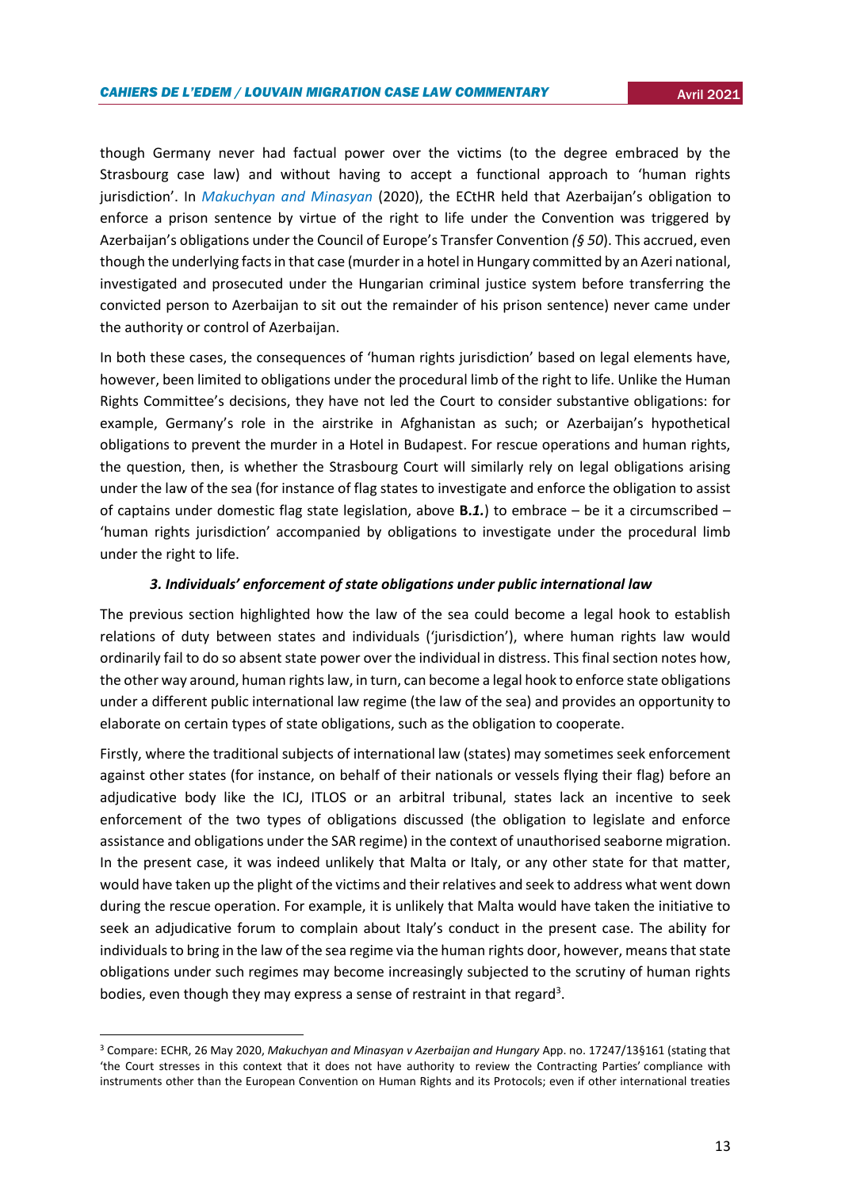though Germany never had factual power over the victims (to the degree embraced by the Strasbourg case law) and without having to accept a functional approach to 'human rights jurisdiction'. In *Makuchyan and Minasyan* (2020), the ECtHR held that Azerbaijan's obligation to enforce a prison sentence by virtue of the right to life under the Convention was triggered by Azerbaijan's obligations under the Council of Europe's Transfer Convention *(§ 50*). This accrued, even though the underlying facts in that case (murder in a hotel in Hungary committed by an Azeri national, investigated and prosecuted under the Hungarian criminal justice system before transferring the convicted person to Azerbaijan to sit out the remainder of his prison sentence) never came under the authority or control of Azerbaijan.

In both these cases, the consequences of 'human rights jurisdiction' based on legal elements have, however, been limited to obligations under the procedural limb of the right to life. Unlike the Human Rights Committee's decisions, they have not led the Court to consider substantive obligations: for example, Germany's role in the airstrike in Afghanistan as such; or Azerbaijan's hypothetical obligations to prevent the murder in a Hotel in Budapest. For rescue operations and human rights, the question, then, is whether the Strasbourg Court will similarly rely on legal obligations arising under the law of the sea (for instance of flag states to investigate and enforce the obligation to assist of captains under domestic flag state legislation, above **B.*1.***) to embrace – be it a circumscribed – 'human rights jurisdiction' accompanied by obligations to investigate under the procedural limb under the right to life.

### *3. Individuals' enforcement of state obligations under public international law*

The previous section highlighted how the law of the sea could become a legal hook to establish relations of duty between states and individuals ('jurisdiction'), where human rights law would ordinarily fail to do so absent state power over the individual in distress. This final section notes how, the other way around, human rights law, in turn, can become a legal hook to enforce state obligations under a different public international law regime (the law of the sea) and provides an opportunity to elaborate on certain types of state obligations, such as the obligation to cooperate.

Firstly, where the traditional subjects of international law (states) may sometimes seek enforcement against other states (for instance, on behalf of their nationals or vessels flying their flag) before an adjudicative body like the ICJ, ITLOS or an arbitral tribunal, states lack an incentive to seek enforcement of the two types of obligations discussed (the obligation to legislate and enforce assistance and obligations under the SAR regime) in the context of unauthorised seaborne migration. In the present case, it was indeed unlikely that Malta or Italy, or any other state for that matter, would have taken up the plight of the victims and their relatives and seek to address what went down during the rescue operation. For example, it is unlikely that Malta would have taken the initiative to seek an adjudicative forum to complain about Italy's conduct in the present case. The ability for individuals to bring in the law of the sea regime via the human rights door, however, means that state obligations under such regimes may become increasingly subjected to the scrutiny of human rights bodies, even though they may express a sense of restraint in that regard[3].

---

[3] Compare: ECHR, 26 May 2020, *Makuchyan and Minasyan v Azerbaijan and Hungary* App. no. 17247/13§161 (stating that 'the Court stresses in this context that it does not have authority to review the Contracting Parties' compliance with instruments other than the European Convention on Human Rights and its Protocols; even if other international treaties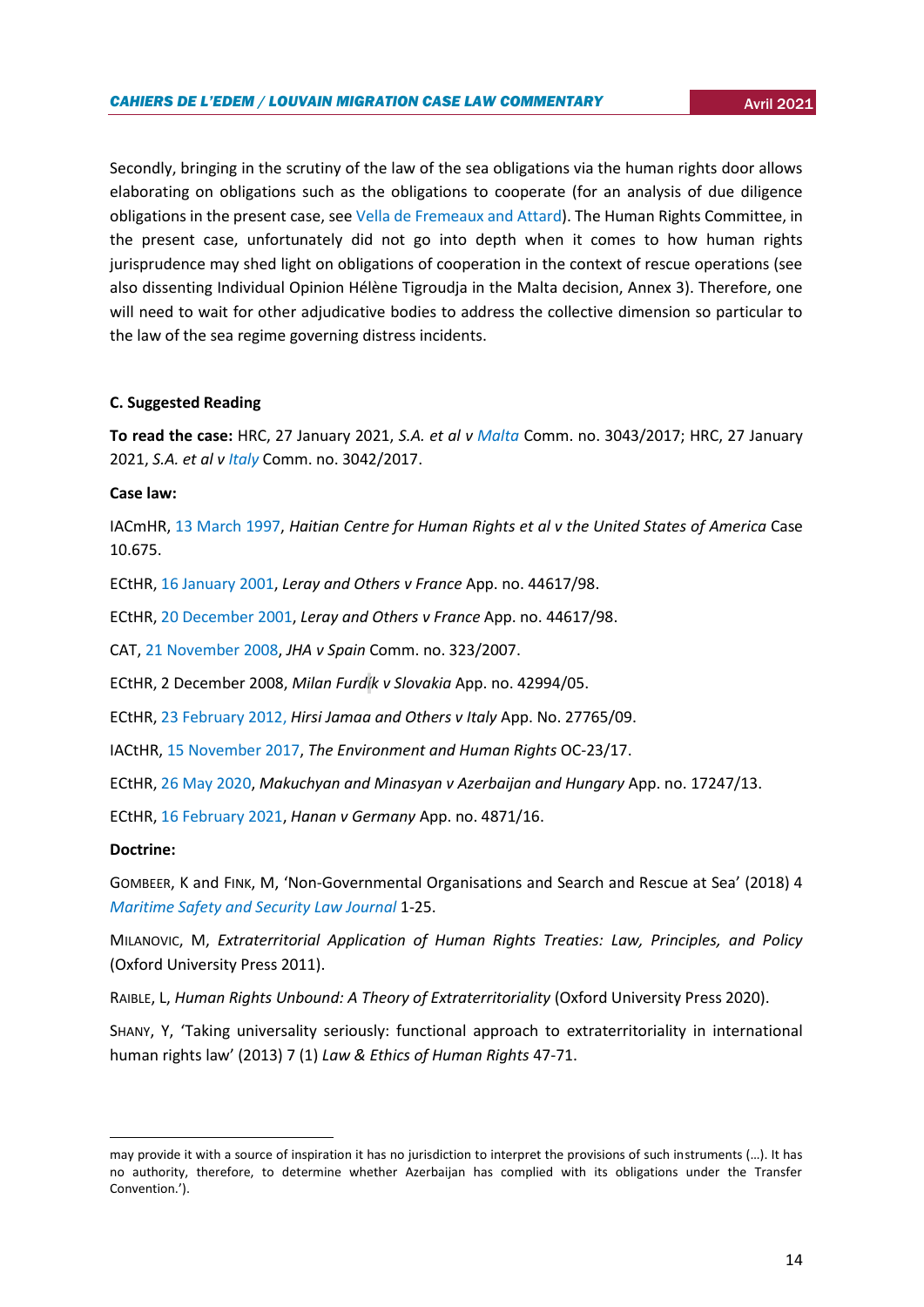Secondly, bringing in the scrutiny of the law of the sea obligations via the human rights door allows elaborating on obligations such as the obligations to cooperate (for an analysis of due diligence obligations in the present case, see Vella de Fremeaux and Attard). The Human Rights Committee, in the present case, unfortunately did not go into depth when it comes to how human rights jurisprudence may shed light on obligations of cooperation in the context of rescue operations (see also dissenting Individual Opinion Hélène Tigroudja in the Malta decision, Annex 3). Therefore, one will need to wait for other adjudicative bodies to address the collective dimension so particular to the law of the sea regime governing distress incidents.

### C. Suggested Reading

**To read the case:** HRC, 27 January 2021, *S.A. et al v Malta* Comm. no. 3043/2017; HRC, 27 January 2021, *S.A. et al v Italy* Comm. no. 3042/2017.

**Case law:**

IACmHR, 13 March 1997, *Haitian Centre for Human Rights et al v the United States of America* Case 10.675.

ECtHR, 16 January 2001, *Leray and Others v France* App. no. 44617/98.

ECtHR, 20 December 2001, *Leray and Others v France* App. no. 44617/98.

CAT, 21 November 2008, *JHA v Spain* Comm. no. 323/2007.

ECtHR, 2 December 2008, *Milan Furdík v Slovakia* App. no. 42994/05.

ECtHR, 23 February 2012, *Hirsi Jamaa and Others v Italy* App. No. 27765/09.

IACtHR, 15 November 2017, *The Environment and Human Rights* OC-23/17.

ECtHR, 26 May 2020, *Makuchyan and Minasyan v Azerbaijan and Hungary* App. no. 17247/13.

ECtHR, 16 February 2021, *Hanan v Germany* App. no. 4871/16.

**Doctrine:**

Gombeer, K and Fink, M, 'Non-Governmental Organisations and Search and Rescue at Sea' (2018) 4 *Maritime Safety and Security Law Journal* 1-25.

Milanovic, M, *Extraterritorial Application of Human Rights Treaties: Law, Principles, and Policy* (Oxford University Press 2011).

Raible, L, *Human Rights Unbound: A Theory of Extraterritoriality* (Oxford University Press 2020).

Shany, Y, 'Taking universality seriously: functional approach to extraterritoriality in international human rights law' (2013) 7 (1) *Law & Ethics of Human Rights* 47-71.

---

may provide it with a source of inspiration it has no jurisdiction to interpret the provisions of such instruments (…). It has no authority, therefore, to determine whether Azerbaijan has complied with its obligations under the Transfer Convention.').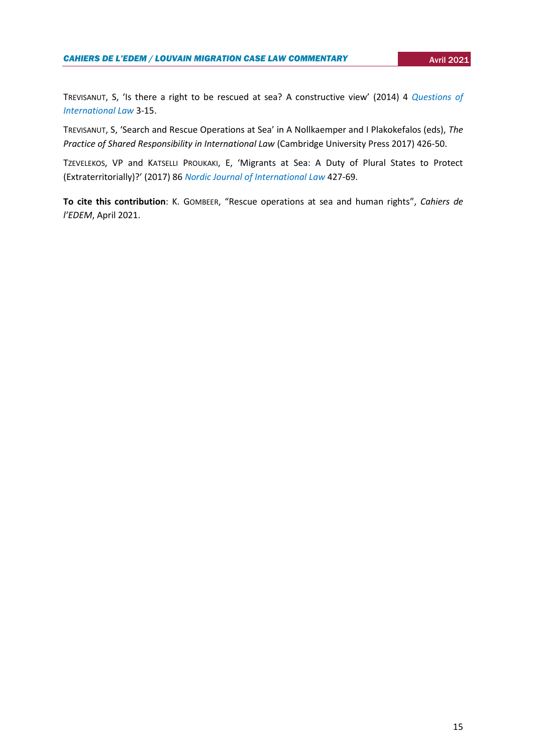TREVISANUT, S, 'Is there a right to be rescued at sea? A constructive view' (2014) 4 *Questions of International Law* 3-15.

TREVISANUT, S, 'Search and Rescue Operations at Sea' in A Nollkaemper and I Plakokefalos (eds), *The Practice of Shared Responsibility in International Law* (Cambridge University Press 2017) 426-50.

TZEVELEKOS, VP and KATSELLI PROUKAKI, E, 'Migrants at Sea: A Duty of Plural States to Protect (Extraterritorially)?' (2017) 86 *Nordic Journal of International Law* 427-69.

**To cite this contribution**: K. GOMBEER, "Rescue operations at sea and human rights", *Cahiers de l'EDEM*, April 2021.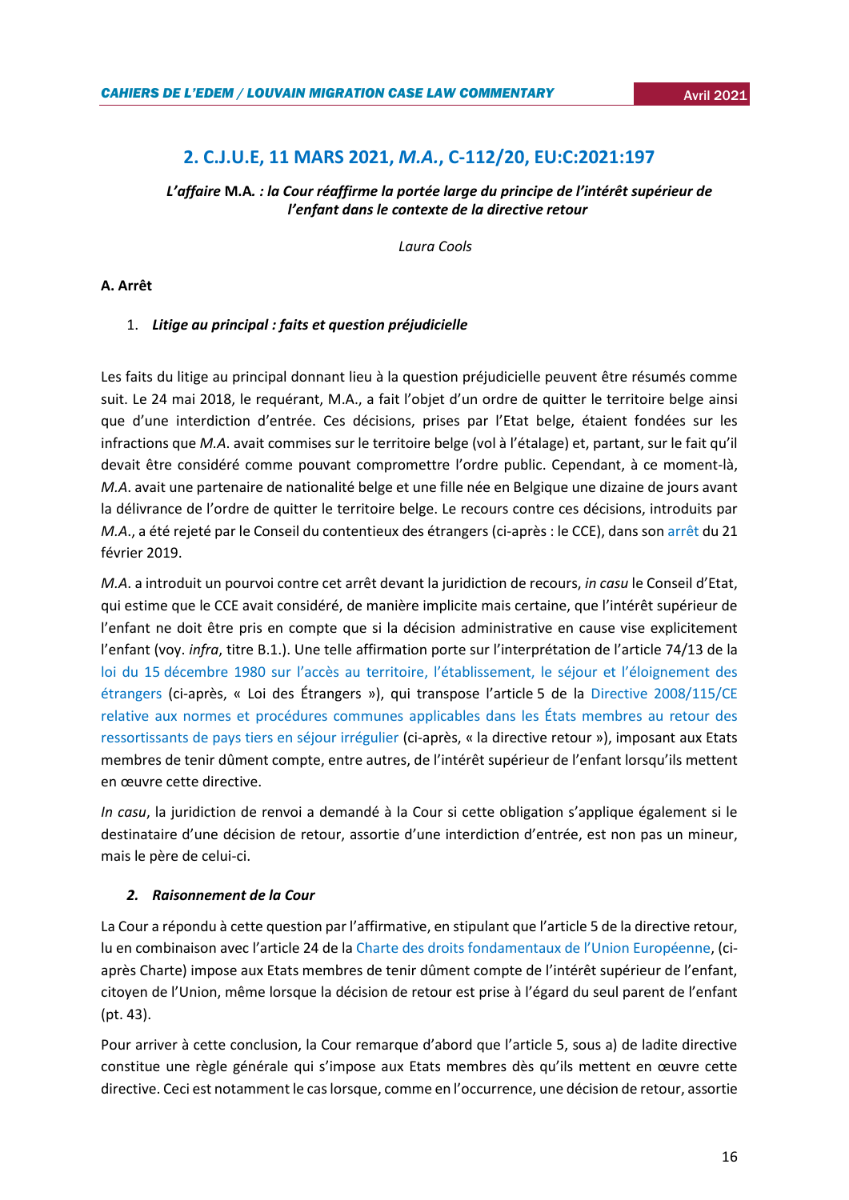## 2. C.J.U.E, 11 MARS 2021, *M.A.*, C-112/20, EU:C:2021:197

***L'affaire* M.A. *: la Cour réaffirme la portée large du principe de l'intérêt supérieur de l'enfant dans le contexte de la directive retour***

*Laura Cools*

**A. Arrêt**

1. ***Litige au principal : faits et question préjudicielle***

Les faits du litige au principal donnant lieu à la question préjudicielle peuvent être résumés comme suit. Le 24 mai 2018, le requérant, M.A., a fait l'objet d'un ordre de quitter le territoire belge ainsi que d'une interdiction d'entrée. Ces décisions, prises par l'Etat belge, étaient fondées sur les infractions que *M.A.* avait commises sur le territoire belge (vol à l'étalage) et, partant, sur le fait qu'il devait être considéré comme pouvant compromettre l'ordre public. Cependant, à ce moment-là, *M.A.* avait une partenaire de nationalité belge et une fille née en Belgique une dizaine de jours avant la délivrance de l'ordre de quitter le territoire belge. Le recours contre ces décisions, introduits par *M.A.*, a été rejeté par le Conseil du contentieux des étrangers (ci-après : le CCE), dans son arrêt du 21 février 2019.

*M.A.* a introduit un pourvoi contre cet arrêt devant la juridiction de recours, *in casu* le Conseil d'Etat, qui estime que le CCE avait considéré, de manière implicite mais certaine, que l'intérêt supérieur de l'enfant ne doit être pris en compte que si la décision administrative en cause vise explicitement l'enfant (voy. *infra*, titre B.1.). Une telle affirmation porte sur l'interprétation de l'article 74/13 de la loi du 15 décembre 1980 sur l'accès au territoire, l'établissement, le séjour et l'éloignement des étrangers (ci-après, « Loi des Étrangers »), qui transpose l'article 5 de la Directive 2008/115/CE relative aux normes et procédures communes applicables dans les États membres au retour des ressortissants de pays tiers en séjour irrégulier (ci-après, « la directive retour »), imposant aux Etats membres de tenir dûment compte, entre autres, de l'intérêt supérieur de l'enfant lorsqu'ils mettent en œuvre cette directive.

*In casu*, la juridiction de renvoi a demandé à la Cour si cette obligation s'applique également si le destinataire d'une décision de retour, assortie d'une interdiction d'entrée, est non pas un mineur, mais le père de celui-ci.

2. ***Raisonnement de la Cour***

La Cour a répondu à cette question par l'affirmative, en stipulant que l'article 5 de la directive retour, lu en combinaison avec l'article 24 de la Charte des droits fondamentaux de l'Union Européenne, (ci-après Charte) impose aux Etats membres de tenir dûment compte de l'intérêt supérieur de l'enfant, citoyen de l'Union, même lorsque la décision de retour est prise à l'égard du seul parent de l'enfant (pt. 43).

Pour arriver à cette conclusion, la Cour remarque d'abord que l'article 5, sous a) de ladite directive constitue une règle générale qui s'impose aux Etats membres dès qu'ils mettent en œuvre cette directive. Ceci est notamment le cas lorsque, comme en l'occurrence, une décision de retour, assortie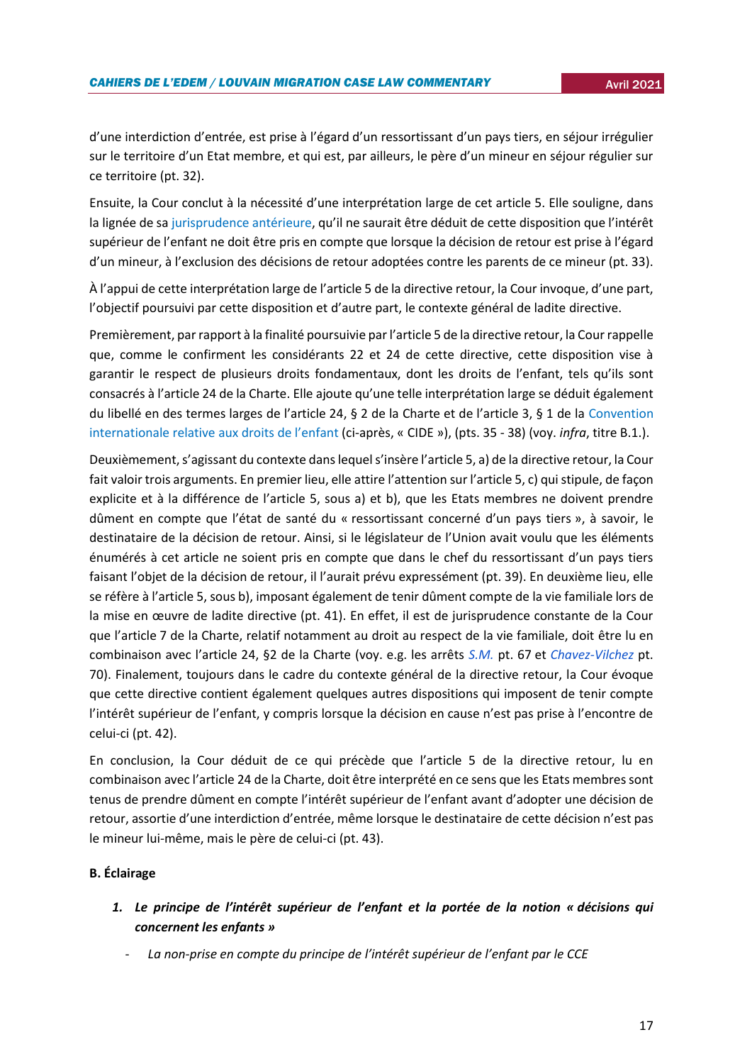d'une interdiction d'entrée, est prise à l'égard d'un ressortissant d'un pays tiers, en séjour irrégulier sur le territoire d'un Etat membre, et qui est, par ailleurs, le père d'un mineur en séjour régulier sur ce territoire (pt. 32).

Ensuite, la Cour conclut à la nécessité d'une interprétation large de cet article 5. Elle souligne, dans la lignée de sa jurisprudence antérieure, qu'il ne saurait être déduit de cette disposition que l'intérêt supérieur de l'enfant ne doit être pris en compte que lorsque la décision de retour est prise à l'égard d'un mineur, à l'exclusion des décisions de retour adoptées contre les parents de ce mineur (pt. 33).

À l'appui de cette interprétation large de l'article 5 de la directive retour, la Cour invoque, d'une part, l'objectif poursuivi par cette disposition et d'autre part, le contexte général de ladite directive.

Premièrement, par rapport à la finalité poursuivie par l'article 5 de la directive retour, la Cour rappelle que, comme le confirment les considérants 22 et 24 de cette directive, cette disposition vise à garantir le respect de plusieurs droits fondamentaux, dont les droits de l'enfant, tels qu'ils sont consacrés à l'article 24 de la Charte. Elle ajoute qu'une telle interprétation large se déduit également du libellé en des termes larges de l'article 24, § 2 de la Charte et de l'article 3, § 1 de la Convention internationale relative aux droits de l'enfant (ci-après, « CIDE »), (pts. 35 - 38) (voy. *infra*, titre B.1.).

Deuxièmement, s'agissant du contexte dans lequel s'insère l'article 5, a) de la directive retour, la Cour fait valoir trois arguments. En premier lieu, elle attire l'attention sur l'article 5, c) qui stipule, de façon explicite et à la différence de l'article 5, sous a) et b), que les Etats membres ne doivent prendre dûment en compte que l'état de santé du « ressortissant concerné d'un pays tiers », à savoir, le destinataire de la décision de retour. Ainsi, si le législateur de l'Union avait voulu que les éléments énumérés à cet article ne soient pris en compte que dans le chef du ressortissant d'un pays tiers faisant l'objet de la décision de retour, il l'aurait prévu expressément (pt. 39). En deuxième lieu, elle se réfère à l'article 5, sous b), imposant également de tenir dûment compte de la vie familiale lors de la mise en œuvre de ladite directive (pt. 41). En effet, il est de jurisprudence constante de la Cour que l'article 7 de la Charte, relatif notamment au droit au respect de la vie familiale, doit être lu en combinaison avec l'article 24, §2 de la Charte (voy. e.g. les arrêts *S.M.* pt. 67 et *Chavez-Vilchez* pt. 70). Finalement, toujours dans le cadre du contexte général de la directive retour, la Cour évoque que cette directive contient également quelques autres dispositions qui imposent de tenir compte l'intérêt supérieur de l'enfant, y compris lorsque la décision en cause n'est pas prise à l'encontre de celui-ci (pt. 42).

En conclusion, la Cour déduit de ce qui précède que l'article 5 de la directive retour, lu en combinaison avec l'article 24 de la Charte, doit être interprété en ce sens que les Etats membres sont tenus de prendre dûment en compte l'intérêt supérieur de l'enfant avant d'adopter une décision de retour, assortie d'une interdiction d'entrée, même lorsque le destinataire de cette décision n'est pas le mineur lui-même, mais le père de celui-ci (pt. 43).

**B. Éclairage**

1. ***Le principe de l'intérêt supérieur de l'enfant et la portée de la notion « décisions qui concernent les enfants »***

   - *La non-prise en compte du principe de l'intérêt supérieur de l'enfant par le CCE*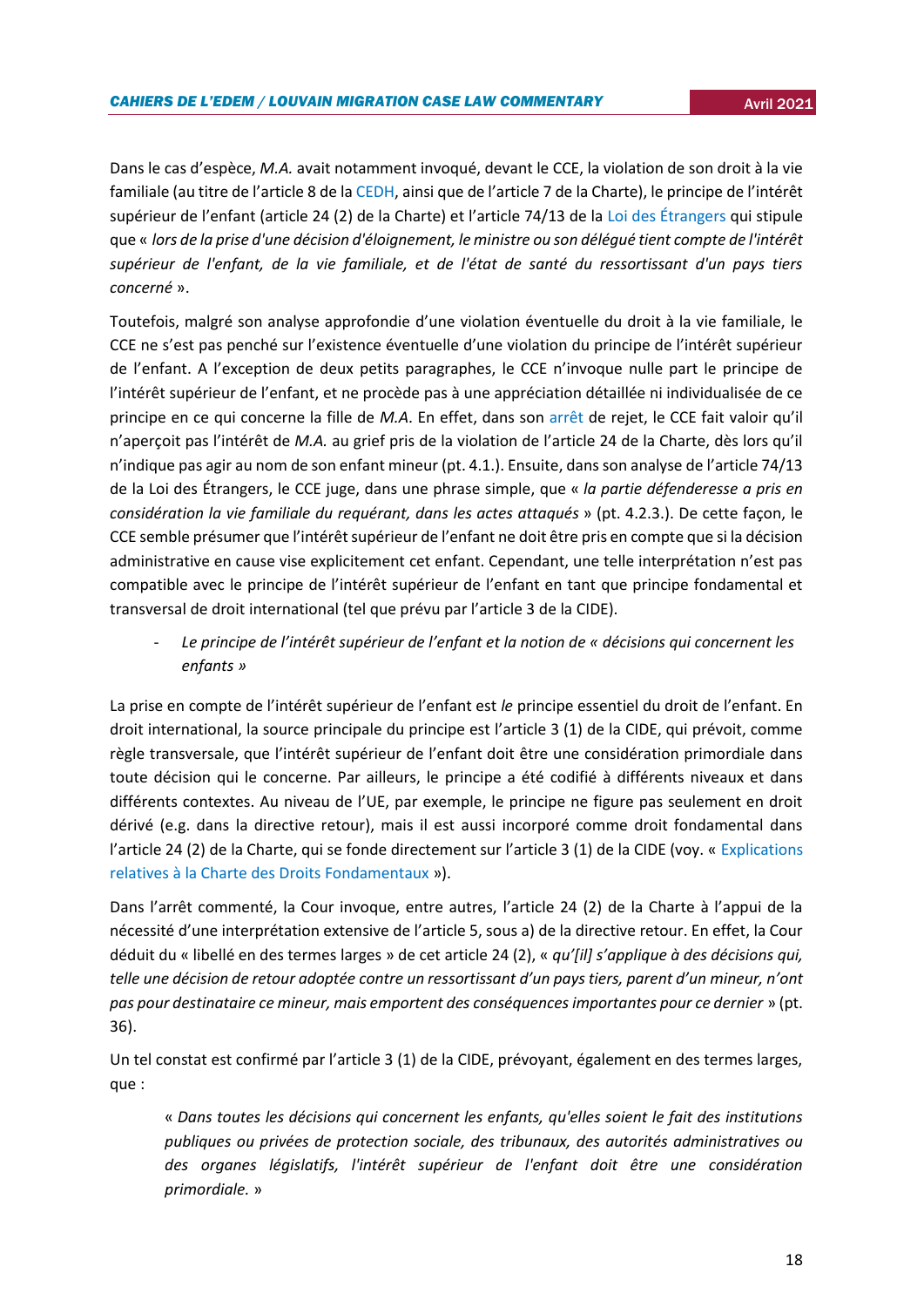Dans le cas d'espèce, *M.A.* avait notamment invoqué, devant le CCE, la violation de son droit à la vie familiale (au titre de l'article 8 de la CEDH, ainsi que de l'article 7 de la Charte), le principe de l'intérêt supérieur de l'enfant (article 24 (2) de la Charte) et l'article 74/13 de la Loi des Étrangers qui stipule que « *lors de la prise d'une décision d'éloignement, le ministre ou son délégué tient compte de l'intérêt supérieur de l'enfant, de la vie familiale, et de l'état de santé du ressortissant d'un pays tiers concerné* ».

Toutefois, malgré son analyse approfondie d'une violation éventuelle du droit à la vie familiale, le CCE ne s'est pas penché sur l'existence éventuelle d'une violation du principe de l'intérêt supérieur de l'enfant. A l'exception de deux petits paragraphes, le CCE n'invoque nulle part le principe de l'intérêt supérieur de l'enfant, et ne procède pas à une appréciation détaillée ni individualisée de ce principe en ce qui concerne la fille de *M.A.* En effet, dans son arrêt de rejet, le CCE fait valoir qu'il n'aperçoit pas l'intérêt de *M.A.* au grief pris de la violation de l'article 24 de la Charte, dès lors qu'il n'indique pas agir au nom de son enfant mineur (pt. 4.1.). Ensuite, dans son analyse de l'article 74/13 de la Loi des Étrangers, le CCE juge, dans une phrase simple, que « *la partie défenderesse a pris en considération la vie familiale du requérant, dans les actes attaqués* » (pt. 4.2.3.). De cette façon, le CCE semble présumer que l'intérêt supérieur de l'enfant ne doit être pris en compte que si la décision administrative en cause vise explicitement cet enfant. Cependant, une telle interprétation n'est pas compatible avec le principe de l'intérêt supérieur de l'enfant en tant que principe fondamental et transversal de droit international (tel que prévu par l'article 3 de la CIDE).

- *Le principe de l'intérêt supérieur de l'enfant et la notion de « décisions qui concernent les enfants »*

La prise en compte de l'intérêt supérieur de l'enfant est *le* principe essentiel du droit de l'enfant. En droit international, la source principale du principe est l'article 3 (1) de la CIDE, qui prévoit, comme règle transversale, que l'intérêt supérieur de l'enfant doit être une considération primordiale dans toute décision qui le concerne. Par ailleurs, le principe a été codifié à différents niveaux et dans différents contextes. Au niveau de l'UE, par exemple, le principe ne figure pas seulement en droit dérivé (e.g. dans la directive retour), mais il est aussi incorporé comme droit fondamental dans l'article 24 (2) de la Charte, qui se fonde directement sur l'article 3 (1) de la CIDE (voy. « Explications relatives à la Charte des Droits Fondamentaux »).

Dans l'arrêt commenté, la Cour invoque, entre autres, l'article 24 (2) de la Charte à l'appui de la nécessité d'une interprétation extensive de l'article 5, sous a) de la directive retour. En effet, la Cour déduit du « libellé en des termes larges » de cet article 24 (2), « *qu'[il] s'applique à des décisions qui, telle une décision de retour adoptée contre un ressortissant d'un pays tiers, parent d'un mineur, n'ont pas pour destinataire ce mineur, mais emportent des conséquences importantes pour ce dernier* » (pt. 36).

Un tel constat est confirmé par l'article 3 (1) de la CIDE, prévoyant, également en des termes larges, que :

> « *Dans toutes les décisions qui concernent les enfants, qu'elles soient le fait des institutions publiques ou privées de protection sociale, des tribunaux, des autorités administratives ou des organes législatifs, l'intérêt supérieur de l'enfant doit être une considération primordiale.* »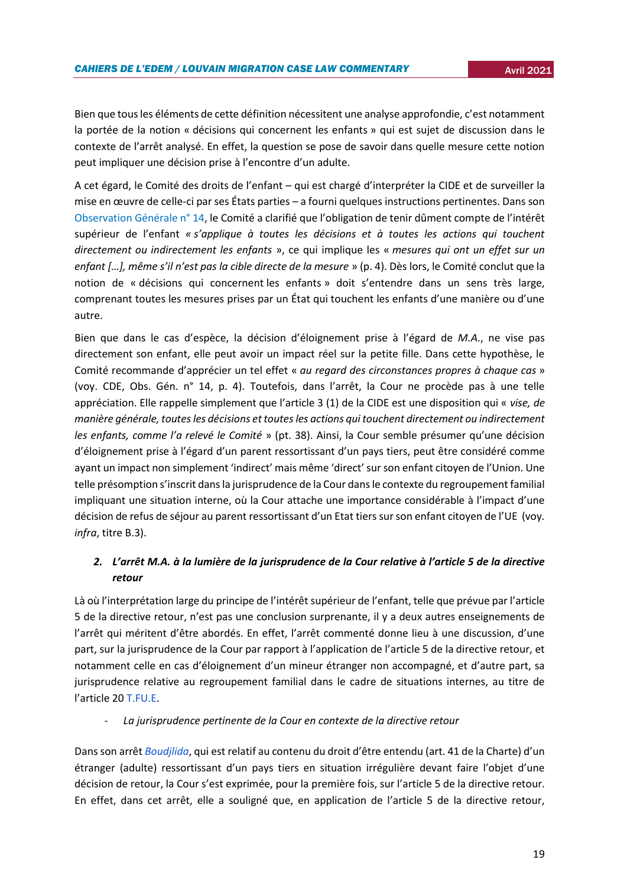Bien que tous les éléments de cette définition nécessitent une analyse approfondie, c'est notamment la portée de la notion « décisions qui concernent les enfants » qui est sujet de discussion dans le contexte de l'arrêt analysé. En effet, la question se pose de savoir dans quelle mesure cette notion peut impliquer une décision prise à l'encontre d'un adulte.

A cet égard, le Comité des droits de l'enfant – qui est chargé d'interpréter la CIDE et de surveiller la mise en œuvre de celle-ci par ses États parties – a fourni quelques instructions pertinentes. Dans son Observation Générale n° 14, le Comité a clarifié que l'obligation de tenir dûment compte de l'intérêt supérieur de l'enfant *« s'applique à toutes les décisions et à toutes les actions qui touchent directement ou indirectement les enfants »*, ce qui implique les « *mesures qui ont un effet sur un enfant […], même s'il n'est pas la cible directe de la mesure* » (p. 4). Dès lors, le Comité conclut que la notion de « décisions qui concernent les enfants » doit s'entendre dans un sens très large, comprenant toutes les mesures prises par un État qui touchent les enfants d'une manière ou d'une autre.

Bien que dans le cas d'espèce, la décision d'éloignement prise à l'égard de *M.A.*, ne vise pas directement son enfant, elle peut avoir un impact réel sur la petite fille. Dans cette hypothèse, le Comité recommande d'apprécier un tel effet « *au regard des circonstances propres à chaque cas* » (voy. CDE, Obs. Gén. n° 14, p. 4). Toutefois, dans l'arrêt, la Cour ne procède pas à une telle appréciation. Elle rappelle simplement que l'article 3 (1) de la CIDE est une disposition qui « *vise, de manière générale, toutes les décisions et toutes les actions qui touchent directement ou indirectement les enfants, comme l'a relevé le Comité* » (pt. 38). Ainsi, la Cour semble présumer qu'une décision d'éloignement prise à l'égard d'un parent ressortissant d'un pays tiers, peut être considéré comme ayant un impact non simplement 'indirect' mais même 'direct' sur son enfant citoyen de l'Union. Une telle présomption s'inscrit dans la jurisprudence de la Cour dans le contexte du regroupement familial impliquant une situation interne, où la Cour attache une importance considérable à l'impact d'une décision de refus de séjour au parent ressortissant d'un Etat tiers sur son enfant citoyen de l'UE (voy. *infra*, titre B.3).

### 2. *L'arrêt M.A. à la lumière de la jurisprudence de la Cour relative à l'article 5 de la directive retour*

Là où l'interprétation large du principe de l'intérêt supérieur de l'enfant, telle que prévue par l'article 5 de la directive retour, n'est pas une conclusion surprenante, il y a deux autres enseignements de l'arrêt qui méritent d'être abordés. En effet, l'arrêt commenté donne lieu à une discussion, d'une part, sur la jurisprudence de la Cour par rapport à l'application de l'article 5 de la directive retour, et notamment celle en cas d'éloignement d'un mineur étranger non accompagné, et d'autre part, sa jurisprudence relative au regroupement familial dans le cadre de situations internes, au titre de l'article 20 T.FU.E.

- *La jurisprudence pertinente de la Cour en contexte de la directive retour*

Dans son arrêt *Boudjlida*, qui est relatif au contenu du droit d'être entendu (art. 41 de la Charte) d'un étranger (adulte) ressortissant d'un pays tiers en situation irrégulière devant faire l'objet d'une décision de retour, la Cour s'est exprimée, pour la première fois, sur l'article 5 de la directive retour. En effet, dans cet arrêt, elle a souligné que, en application de l'article 5 de la directive retour,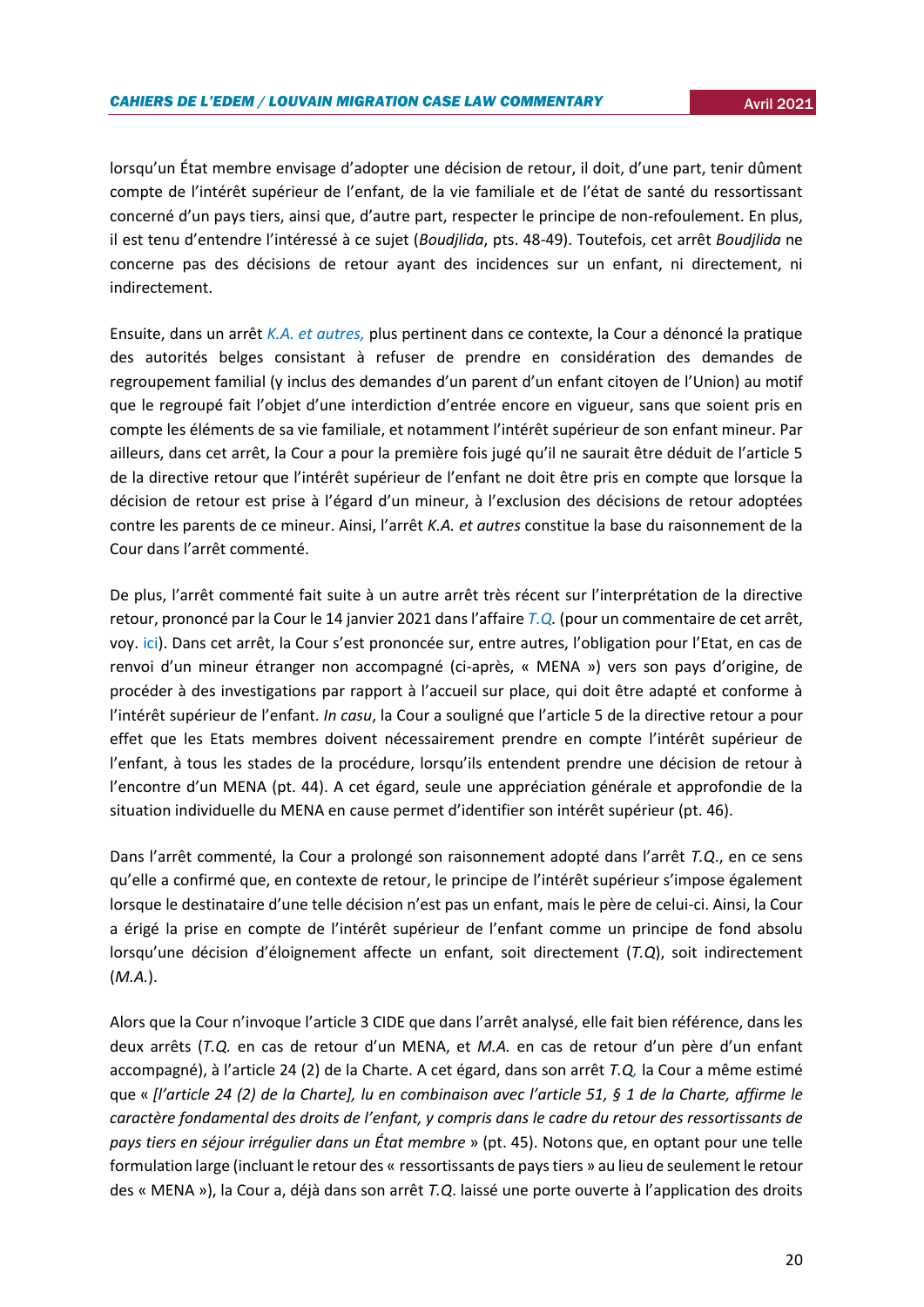lorsqu'un État membre envisage d'adopter une décision de retour, il doit, d'une part, tenir dûment compte de l'intérêt supérieur de l'enfant, de la vie familiale et de l'état de santé du ressortissant concerné d'un pays tiers, ainsi que, d'autre part, respecter le principe de non-refoulement. En plus, il est tenu d'entendre l'intéressé à ce sujet (*Boudjlida*, pts. 48-49). Toutefois, cet arrêt *Boudjlida* ne concerne pas des décisions de retour ayant des incidences sur un enfant, ni directement, ni indirectement.

Ensuite, dans un arrêt *K.A. et autres,* plus pertinent dans ce contexte, la Cour a dénoncé la pratique des autorités belges consistant à refuser de prendre en considération des demandes de regroupement familial (y inclus des demandes d'un parent d'un enfant citoyen de l'Union) au motif que le regroupé fait l'objet d'une interdiction d'entrée encore en vigueur, sans que soient pris en compte les éléments de sa vie familiale, et notamment l'intérêt supérieur de son enfant mineur. Par ailleurs, dans cet arrêt, la Cour a pour la première fois jugé qu'il ne saurait être déduit de l'article 5 de la directive retour que l'intérêt supérieur de l'enfant ne doit être pris en compte que lorsque la décision de retour est prise à l'égard d'un mineur, à l'exclusion des décisions de retour adoptées contre les parents de ce mineur. Ainsi, l'arrêt *K.A. et autres* constitue la base du raisonnement de la Cour dans l'arrêt commenté.

De plus, l'arrêt commenté fait suite à un autre arrêt très récent sur l'interprétation de la directive retour, prononcé par la Cour le 14 janvier 2021 dans l'affaire *T.Q.* (pour un commentaire de cet arrêt, voy. ici). Dans cet arrêt, la Cour s'est prononcée sur, entre autres, l'obligation pour l'Etat, en cas de renvoi d'un mineur étranger non accompagné (ci-après, « MENA ») vers son pays d'origine, de procéder à des investigations par rapport à l'accueil sur place, qui doit être adapté et conforme à l'intérêt supérieur de l'enfant. *In casu*, la Cour a souligné que l'article 5 de la directive retour a pour effet que les Etats membres doivent nécessairement prendre en compte l'intérêt supérieur de l'enfant, à tous les stades de la procédure, lorsqu'ils entendent prendre une décision de retour à l'encontre d'un MENA (pt. 44). A cet égard, seule une appréciation générale et approfondie de la situation individuelle du MENA en cause permet d'identifier son intérêt supérieur (pt. 46).

Dans l'arrêt commenté, la Cour a prolongé son raisonnement adopté dans l'arrêt *T.Q.*, en ce sens qu'elle a confirmé que, en contexte de retour, le principe de l'intérêt supérieur s'impose également lorsque le destinataire d'une telle décision n'est pas un enfant, mais le père de celui-ci. Ainsi, la Cour a érigé la prise en compte de l'intérêt supérieur de l'enfant comme un principe de fond absolu lorsqu'une décision d'éloignement affecte un enfant, soit directement (*T.Q*), soit indirectement (*M.A.*).

Alors que la Cour n'invoque l'article 3 CIDE que dans l'arrêt analysé, elle fait bien référence, dans les deux arrêts (*T.Q.* en cas de retour d'un MENA, et *M.A.* en cas de retour d'un père d'un enfant accompagné), à l'article 24 (2) de la Charte. A cet égard, dans son arrêt *T.Q,* la Cour a même estimé que « *[l'article 24 (2) de la Charte], lu en combinaison avec l'article 51, § 1 de la Charte, affirme le caractère fondamental des droits de l'enfant, y compris dans le cadre du retour des ressortissants de pays tiers en séjour irrégulier dans un État membre* » (pt. 45). Notons que, en optant pour une telle formulation large (incluant le retour des « ressortissants de pays tiers » au lieu de seulement le retour des « MENA »), la Cour a, déjà dans son arrêt *T.Q.* laissé une porte ouverte à l'application des droits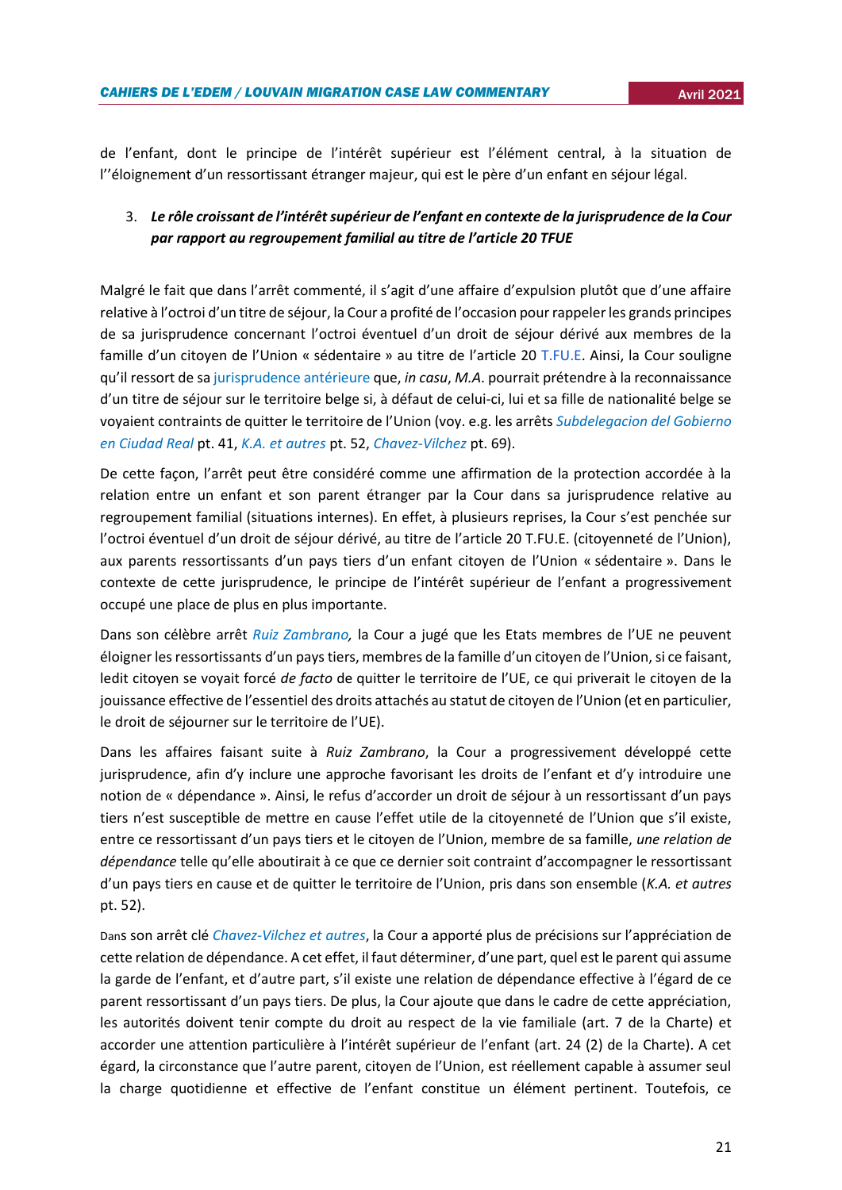de l'enfant, dont le principe de l'intérêt supérieur est l'élément central, à la situation de l''éloignement d'un ressortissant étranger majeur, qui est le père d'un enfant en séjour légal.

3. ***Le rôle croissant de l'intérêt supérieur de l'enfant en contexte de la jurisprudence de la Cour par rapport au regroupement familial au titre de l'article 20 TFUE***

Malgré le fait que dans l'arrêt commenté, il s'agit d'une affaire d'expulsion plutôt que d'une affaire relative à l'octroi d'un titre de séjour, la Cour a profité de l'occasion pour rappeler les grands principes de sa jurisprudence concernant l'octroi éventuel d'un droit de séjour dérivé aux membres de la famille d'un citoyen de l'Union « sédentaire » au titre de l'article 20 T.FU.E. Ainsi, la Cour souligne qu'il ressort de sa jurisprudence antérieure que, *in casu*, *M.A.* pourrait prétendre à la reconnaissance d'un titre de séjour sur le territoire belge si, à défaut de celui-ci, lui et sa fille de nationalité belge se voyaient contraints de quitter le territoire de l'Union (voy. e.g. les arrêts *Subdelegacion del Gobierno en Ciudad Real* pt. 41, *K.A. et autres* pt. 52, *Chavez-Vilchez* pt. 69).

De cette façon, l'arrêt peut être considéré comme une affirmation de la protection accordée à la relation entre un enfant et son parent étranger par la Cour dans sa jurisprudence relative au regroupement familial (situations internes). En effet, à plusieurs reprises, la Cour s'est penchée sur l'octroi éventuel d'un droit de séjour dérivé, au titre de l'article 20 T.FU.E. (citoyenneté de l'Union), aux parents ressortissants d'un pays tiers d'un enfant citoyen de l'Union « sédentaire ». Dans le contexte de cette jurisprudence, le principe de l'intérêt supérieur de l'enfant a progressivement occupé une place de plus en plus importante.

Dans son célèbre arrêt *Ruiz Zambrano,* la Cour a jugé que les Etats membres de l'UE ne peuvent éloigner les ressortissants d'un pays tiers, membres de la famille d'un citoyen de l'Union, si ce faisant, ledit citoyen se voyait forcé *de facto* de quitter le territoire de l'UE, ce qui priverait le citoyen de la jouissance effective de l'essentiel des droits attachés au statut de citoyen de l'Union (et en particulier, le droit de séjourner sur le territoire de l'UE).

Dans les affaires faisant suite à *Ruiz Zambrano*, la Cour a progressivement développé cette jurisprudence, afin d'y inclure une approche favorisant les droits de l'enfant et d'y introduire une notion de « dépendance ». Ainsi, le refus d'accorder un droit de séjour à un ressortissant d'un pays tiers n'est susceptible de mettre en cause l'effet utile de la citoyenneté de l'Union que s'il existe, entre ce ressortissant d'un pays tiers et le citoyen de l'Union, membre de sa famille, *une relation de dépendance* telle qu'elle aboutirait à ce que ce dernier soit contraint d'accompagner le ressortissant d'un pays tiers en cause et de quitter le territoire de l'Union, pris dans son ensemble (*K.A. et autres* pt. 52).

Dans son arrêt clé *Chavez-Vilchez et autres*, la Cour a apporté plus de précisions sur l'appréciation de cette relation de dépendance. A cet effet, il faut déterminer, d'une part, quel est le parent qui assume la garde de l'enfant, et d'autre part, s'il existe une relation de dépendance effective à l'égard de ce parent ressortissant d'un pays tiers. De plus, la Cour ajoute que dans le cadre de cette appréciation, les autorités doivent tenir compte du droit au respect de la vie familiale (art. 7 de la Charte) et accorder une attention particulière à l'intérêt supérieur de l'enfant (art. 24 (2) de la Charte). A cet égard, la circonstance que l'autre parent, citoyen de l'Union, est réellement capable à assumer seul la charge quotidienne et effective de l'enfant constitue un élément pertinent. Toutefois, ce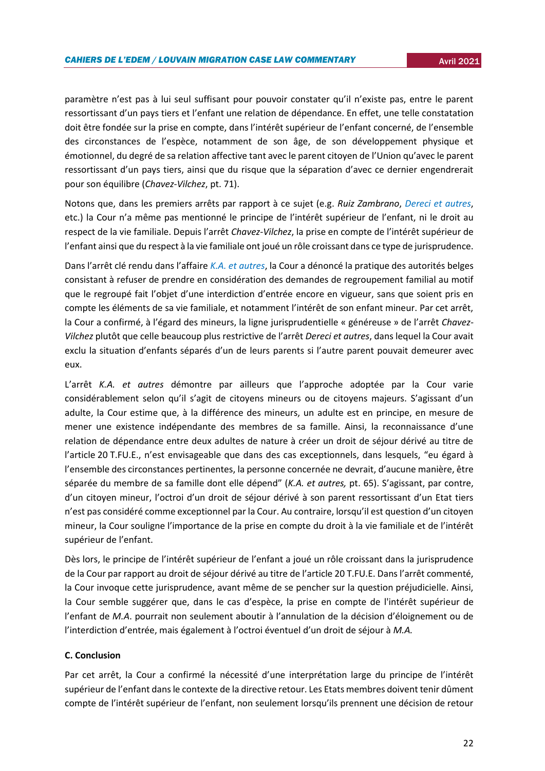paramètre n'est pas à lui seul suffisant pour pouvoir constater qu'il n'existe pas, entre le parent ressortissant d'un pays tiers et l'enfant une relation de dépendance. En effet, une telle constatation doit être fondée sur la prise en compte, dans l'intérêt supérieur de l'enfant concerné, de l'ensemble des circonstances de l'espèce, notamment de son âge, de son développement physique et émotionnel, du degré de sa relation affective tant avec le parent citoyen de l'Union qu'avec le parent ressortissant d'un pays tiers, ainsi que du risque que la séparation d'avec ce dernier engendrerait pour son équilibre (*Chavez-Vilchez*, pt. 71).

Notons que, dans les premiers arrêts par rapport à ce sujet (e.g. *Ruiz Zambrano*, *Dereci et autres*, etc.) la Cour n'a même pas mentionné le principe de l'intérêt supérieur de l'enfant, ni le droit au respect de la vie familiale. Depuis l'arrêt *Chavez-Vilchez*, la prise en compte de l'intérêt supérieur de l'enfant ainsi que du respect à la vie familiale ont joué un rôle croissant dans ce type de jurisprudence.

Dans l'arrêt clé rendu dans l'affaire *K.A. et autres*, la Cour a dénoncé la pratique des autorités belges consistant à refuser de prendre en considération des demandes de regroupement familial au motif que le regroupé fait l'objet d'une interdiction d'entrée encore en vigueur, sans que soient pris en compte les éléments de sa vie familiale, et notamment l'intérêt de son enfant mineur. Par cet arrêt, la Cour a confirmé, à l'égard des mineurs, la ligne jurisprudentielle « généreuse » de l'arrêt *Chavez-Vilchez* plutôt que celle beaucoup plus restrictive de l'arrêt *Dereci et autres*, dans lequel la Cour avait exclu la situation d'enfants séparés d'un de leurs parents si l'autre parent pouvait demeurer avec eux.

L'arrêt *K.A. et autres* démontre par ailleurs que l'approche adoptée par la Cour varie considérablement selon qu'il s'agit de citoyens mineurs ou de citoyens majeurs. S'agissant d'un adulte, la Cour estime que, à la différence des mineurs, un adulte est en principe, en mesure de mener une existence indépendante des membres de sa famille. Ainsi, la reconnaissance d'une relation de dépendance entre deux adultes de nature à créer un droit de séjour dérivé au titre de l'article 20 T.FU.E., n'est envisageable que dans des cas exceptionnels, dans lesquels, "eu égard à l'ensemble des circonstances pertinentes, la personne concernée ne devrait, d'aucune manière, être séparée du membre de sa famille dont elle dépend" (*K.A. et autres,* pt. 65). S'agissant, par contre, d'un citoyen mineur, l'octroi d'un droit de séjour dérivé à son parent ressortissant d'un Etat tiers n'est pas considéré comme exceptionnel par la Cour. Au contraire, lorsqu'il est question d'un citoyen mineur, la Cour souligne l'importance de la prise en compte du droit à la vie familiale et de l'intérêt supérieur de l'enfant.

Dès lors, le principe de l'intérêt supérieur de l'enfant a joué un rôle croissant dans la jurisprudence de la Cour par rapport au droit de séjour dérivé au titre de l'article 20 T.FU.E. Dans l'arrêt commenté, la Cour invoque cette jurisprudence, avant même de se pencher sur la question préjudicielle. Ainsi, la Cour semble suggérer que, dans le cas d'espèce, la prise en compte de l'intérêt supérieur de l'enfant de *M.A*. pourrait non seulement aboutir à l'annulation de la décision d'éloignement ou de l'interdiction d'entrée, mais également à l'octroi éventuel d'un droit de séjour à *M.A.*

**C. Conclusion**

Par cet arrêt, la Cour a confirmé la nécessité d'une interprétation large du principe de l'intérêt supérieur de l'enfant dans le contexte de la directive retour. Les Etats membres doivent tenir dûment compte de l'intérêt supérieur de l'enfant, non seulement lorsqu'ils prennent une décision de retour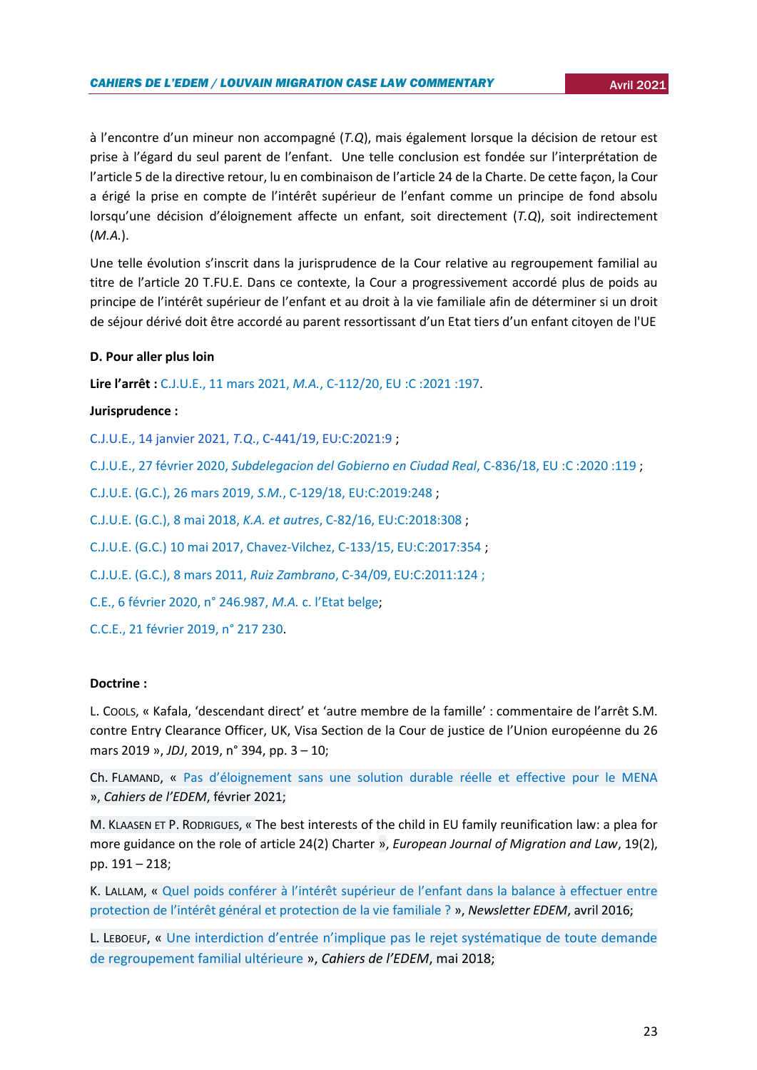à l'encontre d'un mineur non accompagné (*T.Q*), mais également lorsque la décision de retour est prise à l'égard du seul parent de l'enfant. Une telle conclusion est fondée sur l'interprétation de l'article 5 de la directive retour, lu en combinaison de l'article 24 de la Charte. De cette façon, la Cour a érigé la prise en compte de l'intérêt supérieur de l'enfant comme un principe de fond absolu lorsqu'une décision d'éloignement affecte un enfant, soit directement (*T.Q*), soit indirectement (*M.A.*).

Une telle évolution s'inscrit dans la jurisprudence de la Cour relative au regroupement familial au titre de l'article 20 T.FU.E. Dans ce contexte, la Cour a progressivement accordé plus de poids au principe de l'intérêt supérieur de l'enfant et au droit à la vie familiale afin de déterminer si un droit de séjour dérivé doit être accordé au parent ressortissant d'un Etat tiers d'un enfant citoyen de l'UE

**D. Pour aller plus loin**

**Lire l'arrêt :** C.J.U.E., 11 mars 2021, *M.A.*, C-112/20, EU :C :2021 :197.

**Jurisprudence :**

C.J.U.E., 14 janvier 2021, *T.Q.*, C-441/19, EU:C:2021:9 ;

C.J.U.E., 27 février 2020, *Subdelegacion del Gobierno en Ciudad Real*, C-836/18, EU :C :2020 :119 ;

C.J.U.E. (G.C.), 26 mars 2019, *S.M.*, C-129/18, EU:C:2019:248 ;

C.J.U.E. (G.C.), 8 mai 2018, *K.A. et autres*, C-82/16, EU:C:2018:308 ;

C.J.U.E. (G.C.) 10 mai 2017, Chavez-Vilchez, C-133/15, EU:C:2017:354 ;

C.J.U.E. (G.C.), 8 mars 2011, *Ruiz Zambrano*, C-34/09, EU:C:2011:124 ;

C.E., 6 février 2020, n° 246.987, *M.A.* c. l'Etat belge;

C.C.E., 21 février 2019, n° 217 230.

**Doctrine :**

L. Cools, « Kafala, 'descendant direct' et 'autre membre de la famille' : commentaire de l'arrêt S.M. contre Entry Clearance Officer, UK, Visa Section de la Cour de justice de l'Union européenne du 26 mars 2019 », *JDJ*, 2019, n° 394, pp. 3 – 10;

Ch. Flamand, « Pas d'éloignement sans une solution durable réelle et effective pour le MENA », *Cahiers de l'EDEM*, février 2021;

M. Klaasen et P. Rodrigues, « The best interests of the child in EU family reunification law: a plea for more guidance on the role of article 24(2) Charter », *European Journal of Migration and Law*, 19(2), pp. 191 – 218;

K. Lallam, « Quel poids conférer à l'intérêt supérieur de l'enfant dans la balance à effectuer entre protection de l'intérêt général et protection de la vie familiale ? », *Newsletter EDEM*, avril 2016;

L. Leboeuf, « Une interdiction d'entrée n'implique pas le rejet systématique de toute demande de regroupement familial ultérieure », *Cahiers de l'EDEM*, mai 2018;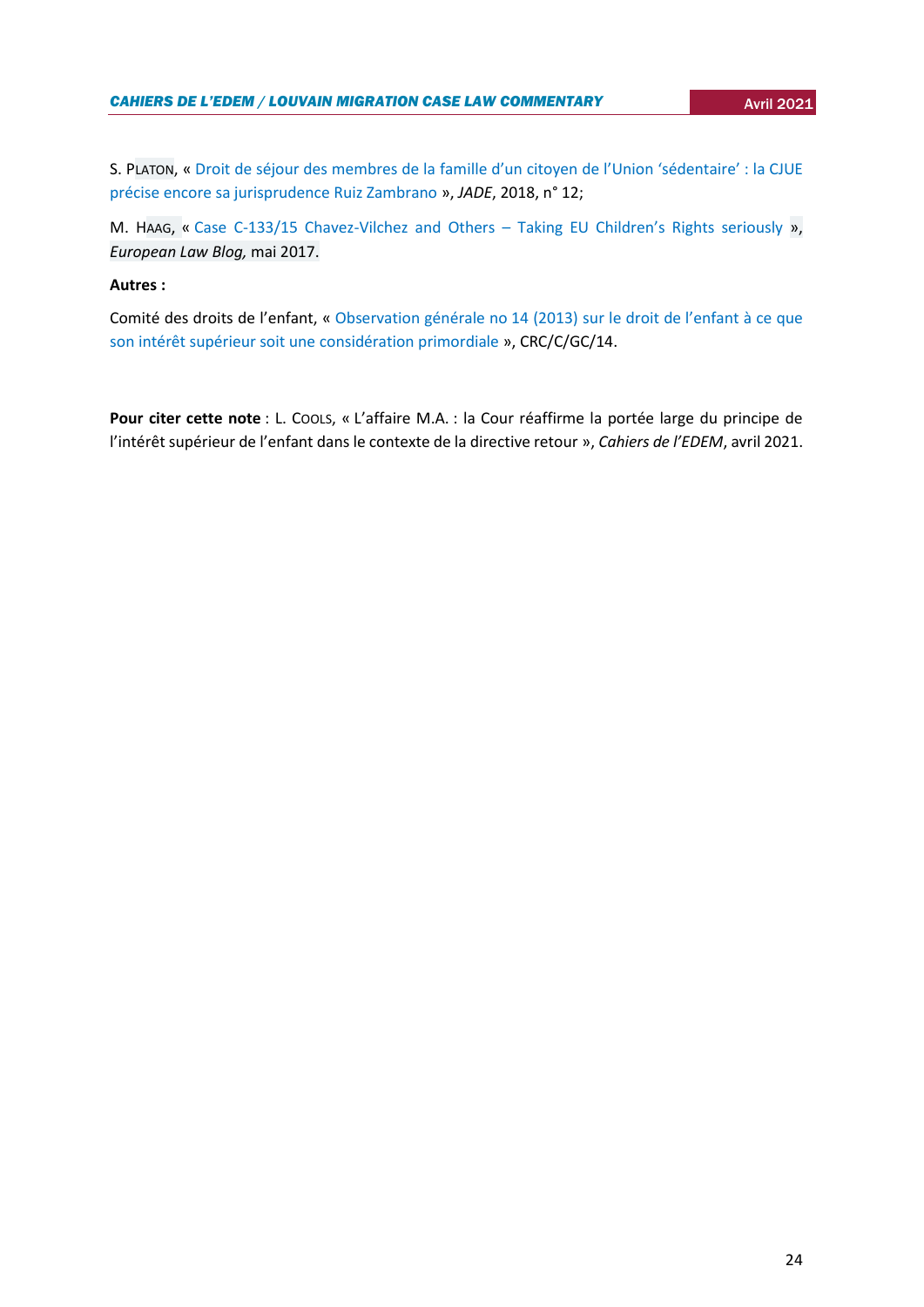S. PLATON, « Droit de séjour des membres de la famille d'un citoyen de l'Union 'sédentaire' : la CJUE précise encore sa jurisprudence Ruiz Zambrano », *JADE*, 2018, n° 12;

M. HAAG, « Case C-133/15 Chavez-Vilchez and Others – Taking EU Children's Rights seriously », *European Law Blog,* mai 2017.

**Autres :**

Comité des droits de l'enfant, « Observation générale no 14 (2013) sur le droit de l'enfant à ce que son intérêt supérieur soit une considération primordiale », CRC/C/GC/14.

**Pour citer cette note** : L. COOLS, « L'affaire M.A. : la Cour réaffirme la portée large du principe de l'intérêt supérieur de l'enfant dans le contexte de la directive retour », *Cahiers de l'EDEM*, avril 2021.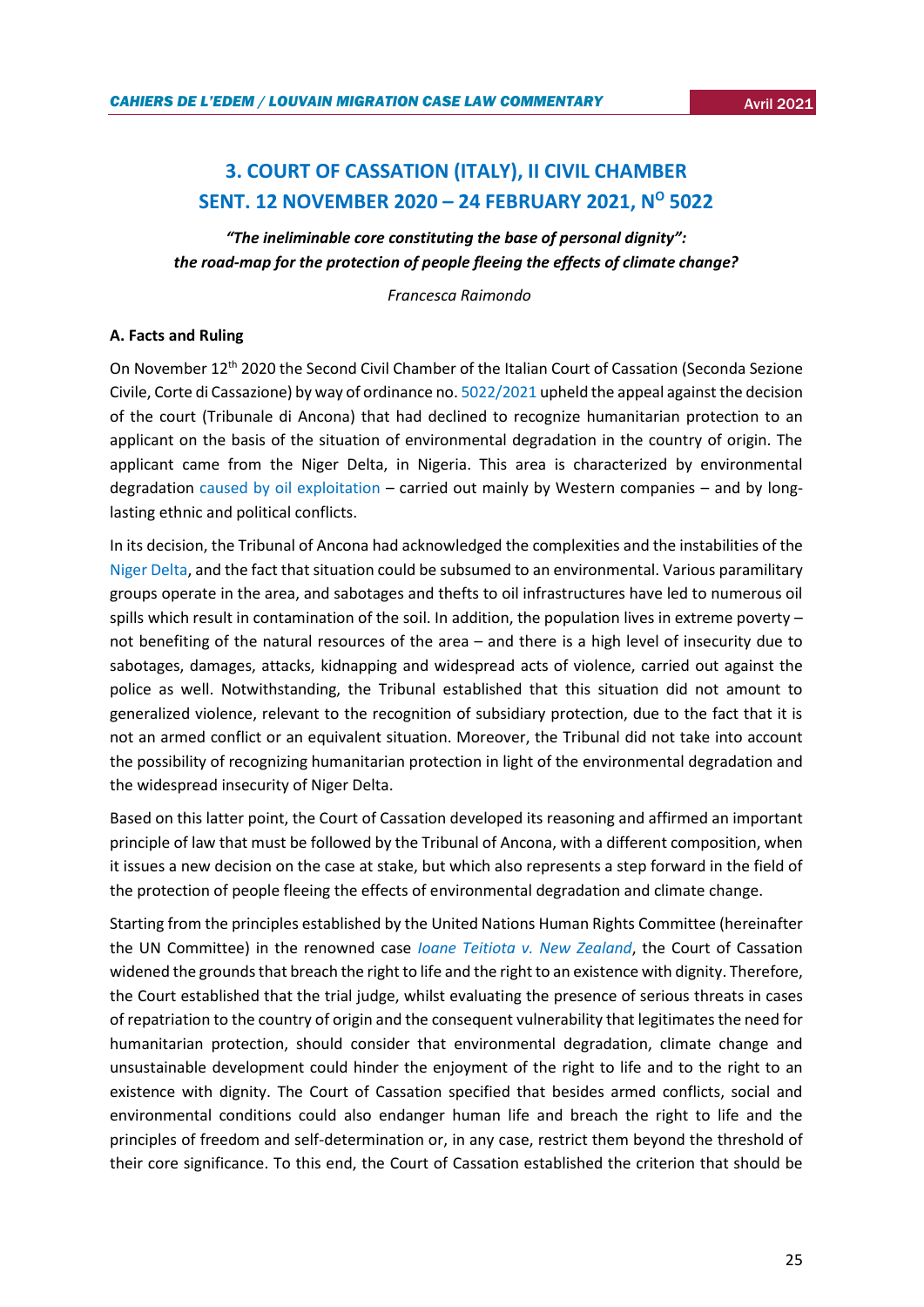## 3. COURT OF CASSATION (ITALY), II CIVIL CHAMBER SENT. 12 NOVEMBER 2020 – 24 FEBRUARY 2021, N° 5022

***"The ineliminable core constituting the base of personal dignity": the road-map for the protection of people fleeing the effects of climate change?***

*Francesca Raimondo*

### A. Facts and Ruling

On November 12th 2020 the Second Civil Chamber of the Italian Court of Cassation (Seconda Sezione Civile, Corte di Cassazione) by way of ordinance no. 5022/2021 upheld the appeal against the decision of the court (Tribunale di Ancona) that had declined to recognize humanitarian protection to an applicant on the basis of the situation of environmental degradation in the country of origin. The applicant came from the Niger Delta, in Nigeria. This area is characterized by environmental degradation caused by oil exploitation – carried out mainly by Western companies – and by long-lasting ethnic and political conflicts.

In its decision, the Tribunal of Ancona had acknowledged the complexities and the instabilities of the Niger Delta, and the fact that situation could be subsumed to an environmental. Various paramilitary groups operate in the area, and sabotages and thefts to oil infrastructures have led to numerous oil spills which result in contamination of the soil. In addition, the population lives in extreme poverty – not benefiting of the natural resources of the area – and there is a high level of insecurity due to sabotages, damages, attacks, kidnapping and widespread acts of violence, carried out against the police as well. Notwithstanding, the Tribunal established that this situation did not amount to generalized violence, relevant to the recognition of subsidiary protection, due to the fact that it is not an armed conflict or an equivalent situation. Moreover, the Tribunal did not take into account the possibility of recognizing humanitarian protection in light of the environmental degradation and the widespread insecurity of Niger Delta.

Based on this latter point, the Court of Cassation developed its reasoning and affirmed an important principle of law that must be followed by the Tribunal of Ancona, with a different composition, when it issues a new decision on the case at stake, but which also represents a step forward in the field of the protection of people fleeing the effects of environmental degradation and climate change.

Starting from the principles established by the United Nations Human Rights Committee (hereinafter the UN Committee) in the renowned case *Ioane Teitiota v. New Zealand*, the Court of Cassation widened the grounds that breach the right to life and the right to an existence with dignity. Therefore, the Court established that the trial judge, whilst evaluating the presence of serious threats in cases of repatriation to the country of origin and the consequent vulnerability that legitimates the need for humanitarian protection, should consider that environmental degradation, climate change and unsustainable development could hinder the enjoyment of the right to life and to the right to an existence with dignity. The Court of Cassation specified that besides armed conflicts, social and environmental conditions could also endanger human life and breach the right to life and the principles of freedom and self-determination or, in any case, restrict them beyond the threshold of their core significance. To this end, the Court of Cassation established the criterion that should be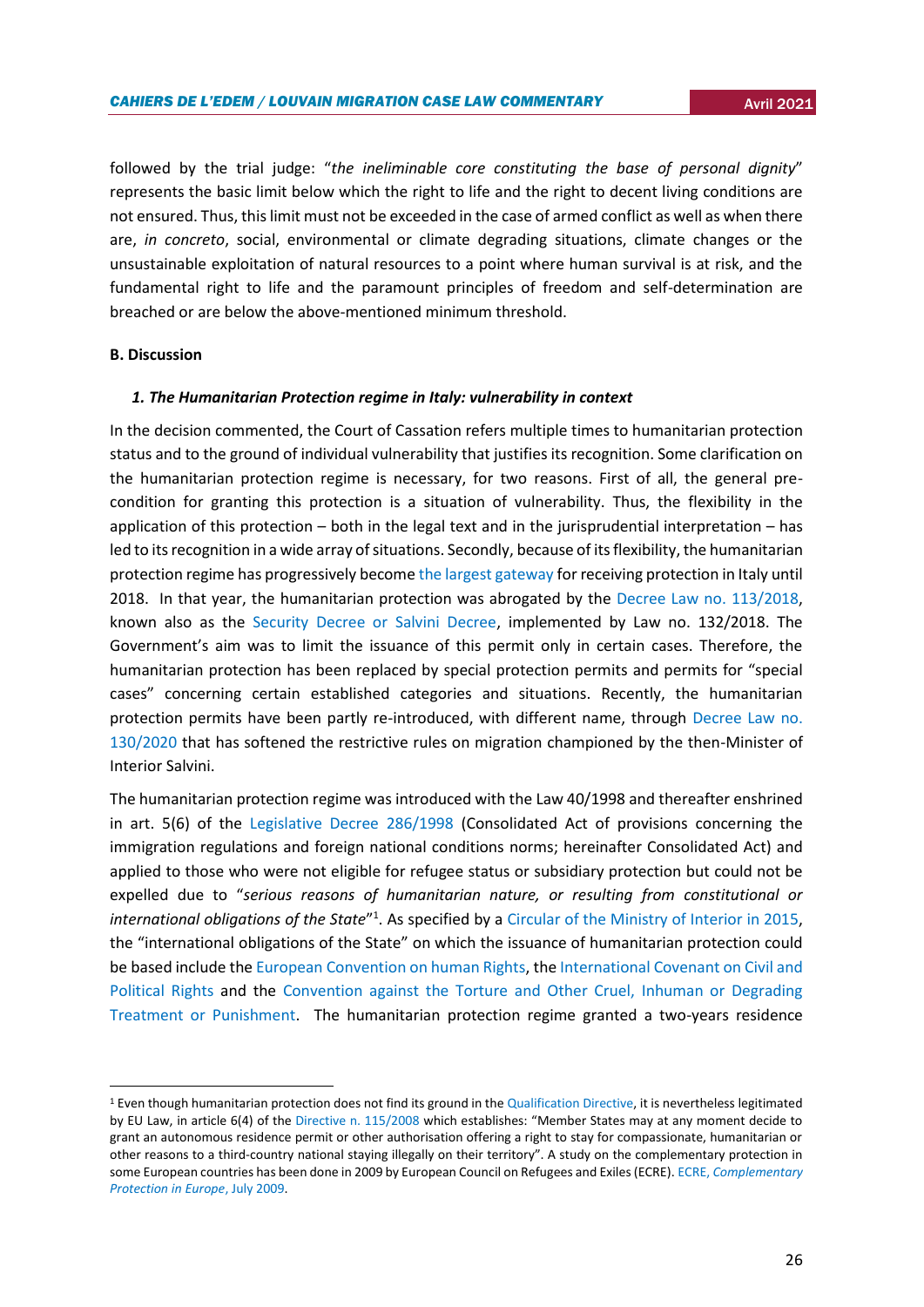followed by the trial judge: "*the ineliminable core constituting the base of personal dignity*" represents the basic limit below which the right to life and the right to decent living conditions are not ensured. Thus, this limit must not be exceeded in the case of armed conflict as well as when there are, *in concreto*, social, environmental or climate degrading situations, climate changes or the unsustainable exploitation of natural resources to a point where human survival is at risk, and the fundamental right to life and the paramount principles of freedom and self-determination are breached or are below the above-mentioned minimum threshold.

**B. Discussion**

***1. The Humanitarian Protection regime in Italy: vulnerability in context***

In the decision commented, the Court of Cassation refers multiple times to humanitarian protection status and to the ground of individual vulnerability that justifies its recognition. Some clarification on the humanitarian protection regime is necessary, for two reasons. First of all, the general pre-condition for granting this protection is a situation of vulnerability. Thus, the flexibility in the application of this protection – both in the legal text and in the jurisprudential interpretation – has led to its recognition in a wide array of situations. Secondly, because of its flexibility, the humanitarian protection regime has progressively become the largest gateway for receiving protection in Italy until 2018. In that year, the humanitarian protection was abrogated by the Decree Law no. 113/2018, known also as the Security Decree or Salvini Decree, implemented by Law no. 132/2018. The Government's aim was to limit the issuance of this permit only in certain cases. Therefore, the humanitarian protection has been replaced by special protection permits and permits for "special cases" concerning certain established categories and situations. Recently, the humanitarian protection permits have been partly re-introduced, with different name, through Decree Law no. 130/2020 that has softened the restrictive rules on migration championed by the then-Minister of Interior Salvini.

The humanitarian protection regime was introduced with the Law 40/1998 and thereafter enshrined in art. 5(6) of the Legislative Decree 286/1998 (Consolidated Act of provisions concerning the immigration regulations and foreign national conditions norms; hereinafter Consolidated Act) and applied to those who were not eligible for refugee status or subsidiary protection but could not be expelled due to "*serious reasons of humanitarian nature, or resulting from constitutional or international obligations of the State*"[1]. As specified by a Circular of the Ministry of Interior in 2015, the "international obligations of the State" on which the issuance of humanitarian protection could be based include the European Convention on human Rights, the International Covenant on Civil and Political Rights and the Convention against the Torture and Other Cruel, Inhuman or Degrading Treatment or Punishment. The humanitarian protection regime granted a two-years residence

[1] Even though humanitarian protection does not find its ground in the Qualification Directive, it is nevertheless legitimated by EU Law, in article 6(4) of the Directive n. 115/2008 which establishes: "Member States may at any moment decide to grant an autonomous residence permit or other authorisation offering a right to stay for compassionate, humanitarian or other reasons to a third-country national staying illegally on their territory". A study on the complementary protection in some European countries has been done in 2009 by European Council on Refugees and Exiles (ECRE). ECRE, *Complementary Protection in Europe*, July 2009.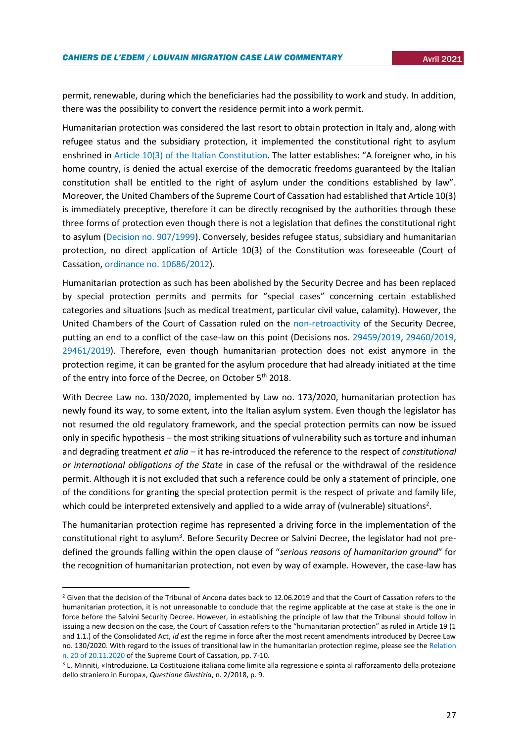permit, renewable, during which the beneficiaries had the possibility to work and study. In addition, there was the possibility to convert the residence permit into a work permit.

Humanitarian protection was considered the last resort to obtain protection in Italy and, along with refugee status and the subsidiary protection, it implemented the constitutional right to asylum enshrined in Article 10(3) of the Italian Constitution. The latter establishes: "A foreigner who, in his home country, is denied the actual exercise of the democratic freedoms guaranteed by the Italian constitution shall be entitled to the right of asylum under the conditions established by law". Moreover, the United Chambers of the Supreme Court of Cassation had established that Article 10(3) is immediately preceptive, therefore it can be directly recognised by the authorities through these three forms of protection even though there is not a legislation that defines the constitutional right to asylum (Decision no. 907/1999). Conversely, besides refugee status, subsidiary and humanitarian protection, no direct application of Article 10(3) of the Constitution was foreseeable (Court of Cassation, ordinance no. 10686/2012).

Humanitarian protection as such has been abolished by the Security Decree and has been replaced by special protection permits and permits for "special cases" concerning certain established categories and situations (such as medical treatment, particular civil value, calamity). However, the United Chambers of the Court of Cassation ruled on the non-retroactivity of the Security Decree, putting an end to a conflict of the case-law on this point (Decisions nos. 29459/2019, 29460/2019, 29461/2019). Therefore, even though humanitarian protection does not exist anymore in the protection regime, it can be granted for the asylum procedure that had already initiated at the time of the entry into force of the Decree, on October 5th 2018.

With Decree Law no. 130/2020, implemented by Law no. 173/2020, humanitarian protection has newly found its way, to some extent, into the Italian asylum system. Even though the legislator has not resumed the old regulatory framework, and the special protection permits can now be issued only in specific hypothesis – the most striking situations of vulnerability such as torture and inhuman and degrading treatment *et alia* – it has re-introduced the reference to the respect of *constitutional or international obligations of the State* in case of the refusal or the withdrawal of the residence permit. Although it is not excluded that such a reference could be only a statement of principle, one of the conditions for granting the special protection permit is the respect of private and family life, which could be interpreted extensively and applied to a wide array of (vulnerable) situations[2].

The humanitarian protection regime has represented a driving force in the implementation of the constitutional right to asylum[3]. Before Security Decree or Salvini Decree, the legislator had not pre-defined the grounds falling within the open clause of "*serious reasons of humanitarian ground*" for the recognition of humanitarian protection, not even by way of example. However, the case-law has

---

[2] Given that the decision of the Tribunal of Ancona dates back to 12.06.2019 and that the Court of Cassation refers to the humanitarian protection, it is not unreasonable to conclude that the regime applicable at the case at stake is the one in force before the Salvini Security Decree. However, in establishing the principle of law that the Tribunal should follow in issuing a new decision on the case, the Court of Cassation refers to the "humanitarian protection" as ruled in Article 19 (1 and 1.1.) of the Consolidated Act, *id est* the regime in force after the most recent amendments introduced by Decree Law no. 130/2020. With regard to the issues of transitional law in the humanitarian protection regime, please see the Relation n. 20 of 20.11.2020 of the Supreme Court of Cassation, pp. 7-10.

[3] L. Minniti, «Introduzione. La Costituzione italiana come limite alla regressione e spinta al rafforzamento della protezione dello straniero in Europa», *Questione Giustizia*, n. 2/2018, p. 9.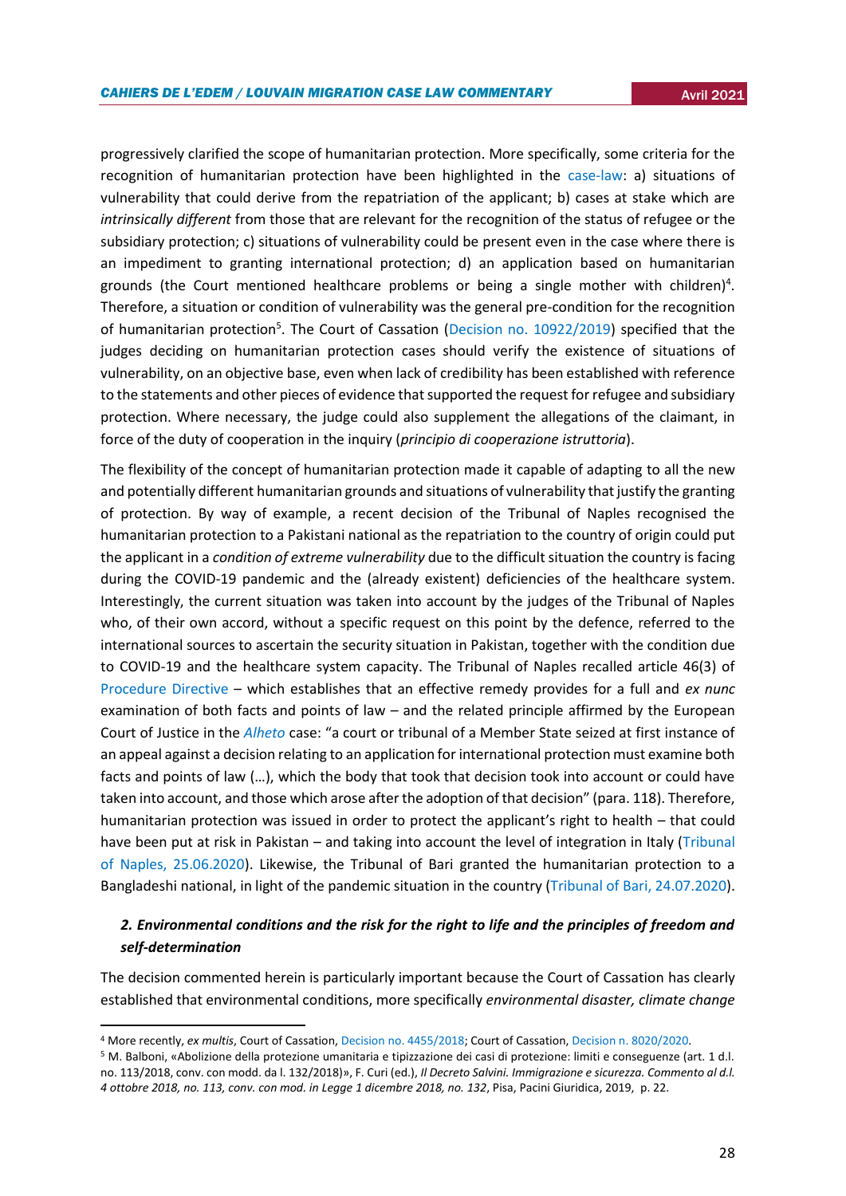progressively clarified the scope of humanitarian protection. More specifically, some criteria for the recognition of humanitarian protection have been highlighted in the case-law: a) situations of vulnerability that could derive from the repatriation of the applicant; b) cases at stake which are *intrinsically different* from those that are relevant for the recognition of the status of refugee or the subsidiary protection; c) situations of vulnerability could be present even in the case where there is an impediment to granting international protection; d) an application based on humanitarian grounds (the Court mentioned healthcare problems or being a single mother with children)[4]. Therefore, a situation or condition of vulnerability was the general pre-condition for the recognition of humanitarian protection[5]. The Court of Cassation (Decision no. 10922/2019) specified that the judges deciding on humanitarian protection cases should verify the existence of situations of vulnerability, on an objective base, even when lack of credibility has been established with reference to the statements and other pieces of evidence that supported the request for refugee and subsidiary protection. Where necessary, the judge could also supplement the allegations of the claimant, in force of the duty of cooperation in the inquiry (*principio di cooperazione istruttoria*).

The flexibility of the concept of humanitarian protection made it capable of adapting to all the new and potentially different humanitarian grounds and situations of vulnerability that justify the granting of protection. By way of example, a recent decision of the Tribunal of Naples recognised the humanitarian protection to a Pakistani national as the repatriation to the country of origin could put the applicant in a *condition of extreme vulnerability* due to the difficult situation the country is facing during the COVID-19 pandemic and the (already existent) deficiencies of the healthcare system. Interestingly, the current situation was taken into account by the judges of the Tribunal of Naples who, of their own accord, without a specific request on this point by the defence, referred to the international sources to ascertain the security situation in Pakistan, together with the condition due to COVID-19 and the healthcare system capacity. The Tribunal of Naples recalled article 46(3) of Procedure Directive – which establishes that an effective remedy provides for a full and *ex nunc* examination of both facts and points of law – and the related principle affirmed by the European Court of Justice in the *Alheto* case: "a court or tribunal of a Member State seized at first instance of an appeal against a decision relating to an application for international protection must examine both facts and points of law (…), which the body that took that decision took into account or could have taken into account, and those which arose after the adoption of that decision" (para. 118). Therefore, humanitarian protection was issued in order to protect the applicant's right to health – that could have been put at risk in Pakistan – and taking into account the level of integration in Italy (Tribunal of Naples, 25.06.2020). Likewise, the Tribunal of Bari granted the humanitarian protection to a Bangladeshi national, in light of the pandemic situation in the country (Tribunal of Bari, 24.07.2020).

### *2. Environmental conditions and the risk for the right to life and the principles of freedom and self-determination*

The decision commented herein is particularly important because the Court of Cassation has clearly established that environmental conditions, more specifically *environmental disaster, climate change*

---

[4] More recently, *ex multis*, Court of Cassation, Decision no. 4455/2018; Court of Cassation, Decision n. 8020/2020.

[5] M. Balboni, «Abolizione della protezione umanitaria e tipizzazione dei casi di protezione: limiti e conseguenze (art. 1 d.l. no. 113/2018, conv. con modd. da l. 132/2018)», F. Curi (ed.), *Il Decreto Salvini. Immigrazione e sicurezza. Commento al d.l. 4 ottobre 2018, no. 113, conv. con mod. in Legge 1 dicembre 2018, no. 132*, Pisa, Pacini Giuridica, 2019, p. 22.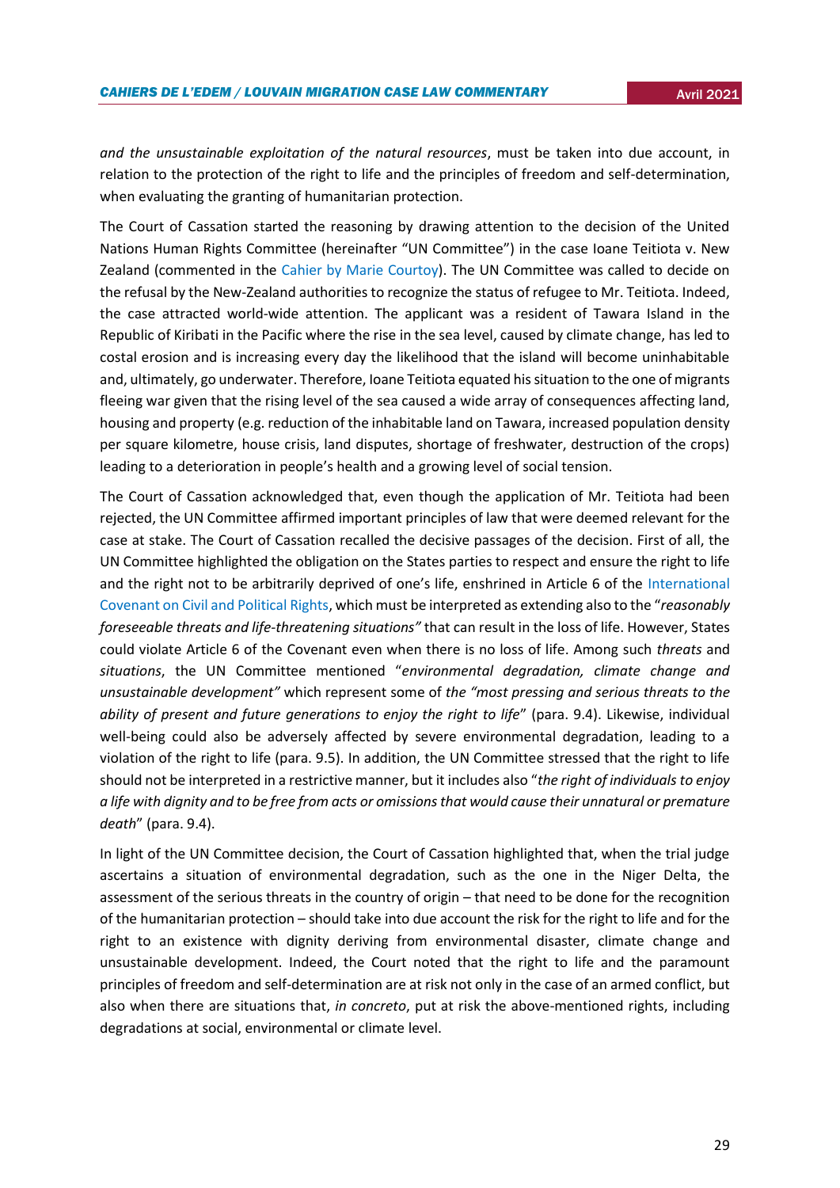*and the unsustainable exploitation of the natural resources*, must be taken into due account, in relation to the protection of the right to life and the principles of freedom and self-determination, when evaluating the granting of humanitarian protection.

The Court of Cassation started the reasoning by drawing attention to the decision of the United Nations Human Rights Committee (hereinafter "UN Committee") in the case Ioane Teitiota v. New Zealand (commented in the Cahier by Marie Courtoy). The UN Committee was called to decide on the refusal by the New-Zealand authorities to recognize the status of refugee to Mr. Teitiota. Indeed, the case attracted world-wide attention. The applicant was a resident of Tawara Island in the Republic of Kiribati in the Pacific where the rise in the sea level, caused by climate change, has led to costal erosion and is increasing every day the likelihood that the island will become uninhabitable and, ultimately, go underwater. Therefore, Ioane Teitiota equated his situation to the one of migrants fleeing war given that the rising level of the sea caused a wide array of consequences affecting land, housing and property (e.g. reduction of the inhabitable land on Tawara, increased population density per square kilometre, house crisis, land disputes, shortage of freshwater, destruction of the crops) leading to a deterioration in people's health and a growing level of social tension.

The Court of Cassation acknowledged that, even though the application of Mr. Teitiota had been rejected, the UN Committee affirmed important principles of law that were deemed relevant for the case at stake. The Court of Cassation recalled the decisive passages of the decision. First of all, the UN Committee highlighted the obligation on the States parties to respect and ensure the right to life and the right not to be arbitrarily deprived of one's life, enshrined in Article 6 of the International Covenant on Civil and Political Rights, which must be interpreted as extending also to the "*reasonably foreseeable threats and life-threatening situations"* that can result in the loss of life. However, States could violate Article 6 of the Covenant even when there is no loss of life. Among such *threats* and *situations*, the UN Committee mentioned "*environmental degradation, climate change and unsustainable development"* which represent some of *the "most pressing and serious threats to the ability of present and future generations to enjoy the right to life*" (para. 9.4). Likewise, individual well-being could also be adversely affected by severe environmental degradation, leading to a violation of the right to life (para. 9.5). In addition, the UN Committee stressed that the right to life should not be interpreted in a restrictive manner, but it includes also "*the right of individuals to enjoy a life with dignity and to be free from acts or omissions that would cause their unnatural or premature death*" (para. 9.4).

In light of the UN Committee decision, the Court of Cassation highlighted that, when the trial judge ascertains a situation of environmental degradation, such as the one in the Niger Delta, the assessment of the serious threats in the country of origin – that need to be done for the recognition of the humanitarian protection – should take into due account the risk for the right to life and for the right to an existence with dignity deriving from environmental disaster, climate change and unsustainable development. Indeed, the Court noted that the right to life and the paramount principles of freedom and self-determination are at risk not only in the case of an armed conflict, but also when there are situations that, *in concreto*, put at risk the above-mentioned rights, including degradations at social, environmental or climate level.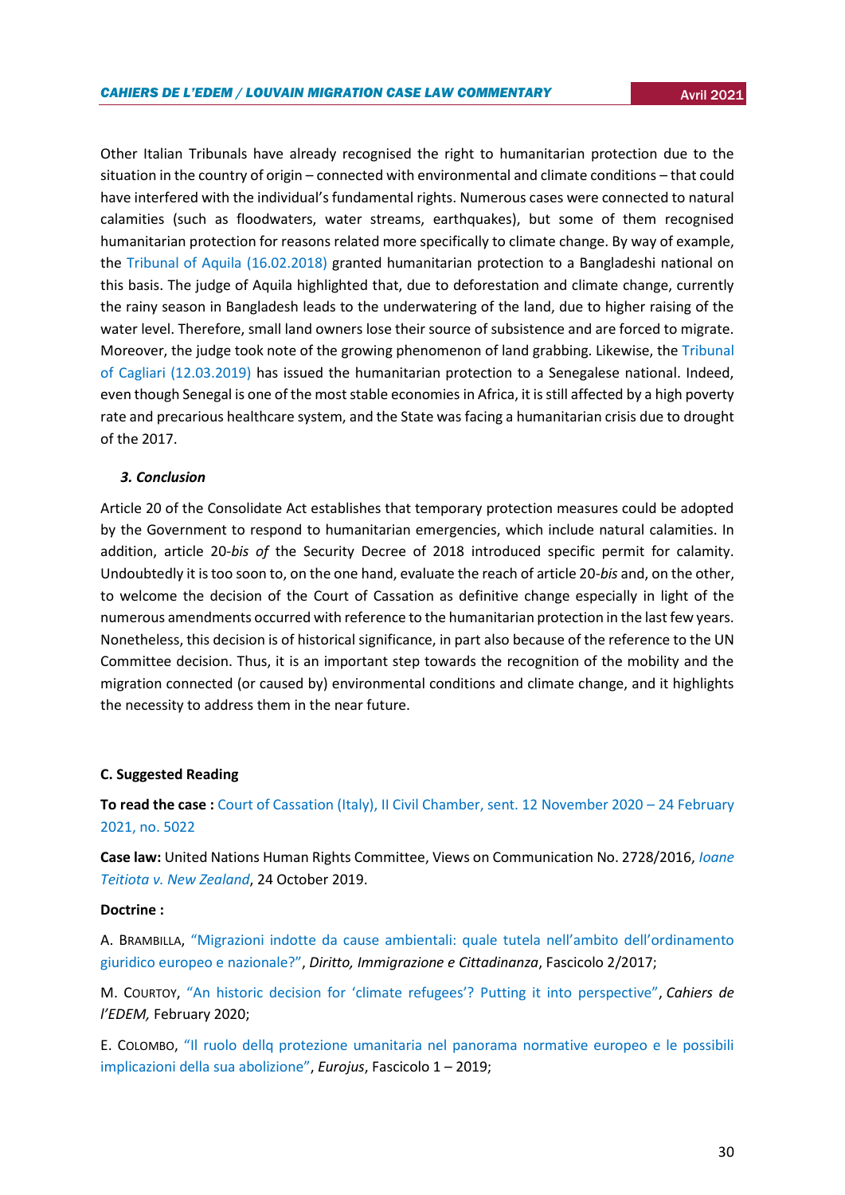Other Italian Tribunals have already recognised the right to humanitarian protection due to the situation in the country of origin – connected with environmental and climate conditions – that could have interfered with the individual's fundamental rights. Numerous cases were connected to natural calamities (such as floodwaters, water streams, earthquakes), but some of them recognised humanitarian protection for reasons related more specifically to climate change. By way of example, the Tribunal of Aquila (16.02.2018) granted humanitarian protection to a Bangladeshi national on this basis. The judge of Aquila highlighted that, due to deforestation and climate change, currently the rainy season in Bangladesh leads to the underwatering of the land, due to higher raising of the water level. Therefore, small land owners lose their source of subsistence and are forced to migrate. Moreover, the judge took note of the growing phenomenon of land grabbing. Likewise, the Tribunal of Cagliari (12.03.2019) has issued the humanitarian protection to a Senegalese national. Indeed, even though Senegal is one of the most stable economies in Africa, it is still affected by a high poverty rate and precarious healthcare system, and the State was facing a humanitarian crisis due to drought of the 2017.

### *3. Conclusion*

Article 20 of the Consolidate Act establishes that temporary protection measures could be adopted by the Government to respond to humanitarian emergencies, which include natural calamities. In addition, article 20-*bis of* the Security Decree of 2018 introduced specific permit for calamity. Undoubtedly it is too soon to, on the one hand, evaluate the reach of article 20-*bis* and, on the other, to welcome the decision of the Court of Cassation as definitive change especially in light of the numerous amendments occurred with reference to the humanitarian protection in the last few years. Nonetheless, this decision is of historical significance, in part also because of the reference to the UN Committee decision. Thus, it is an important step towards the recognition of the mobility and the migration connected (or caused by) environmental conditions and climate change, and it highlights the necessity to address them in the near future.

## C. Suggested Reading

**To read the case :** Court of Cassation (Italy), II Civil Chamber, sent. 12 November 2020 – 24 February 2021, no. 5022

**Case law:** United Nations Human Rights Committee, Views on Communication No. 2728/2016, *Ioane Teitiota v. New Zealand*, 24 October 2019.

**Doctrine :**

A. BRAMBILLA, "Migrazioni indotte da cause ambientali: quale tutela nell'ambito dell'ordinamento giuridico europeo e nazionale?", *Diritto, Immigrazione e Cittadinanza*, Fascicolo 2/2017;

M. COURTOY, "An historic decision for 'climate refugees'? Putting it into perspective", *Cahiers de l'EDEM,* February 2020;

E. COLOMBO, "Il ruolo dellq protezione umanitaria nel panorama normative europeo e le possibili implicazioni della sua abolizione", *Eurojus*, Fascicolo 1 – 2019;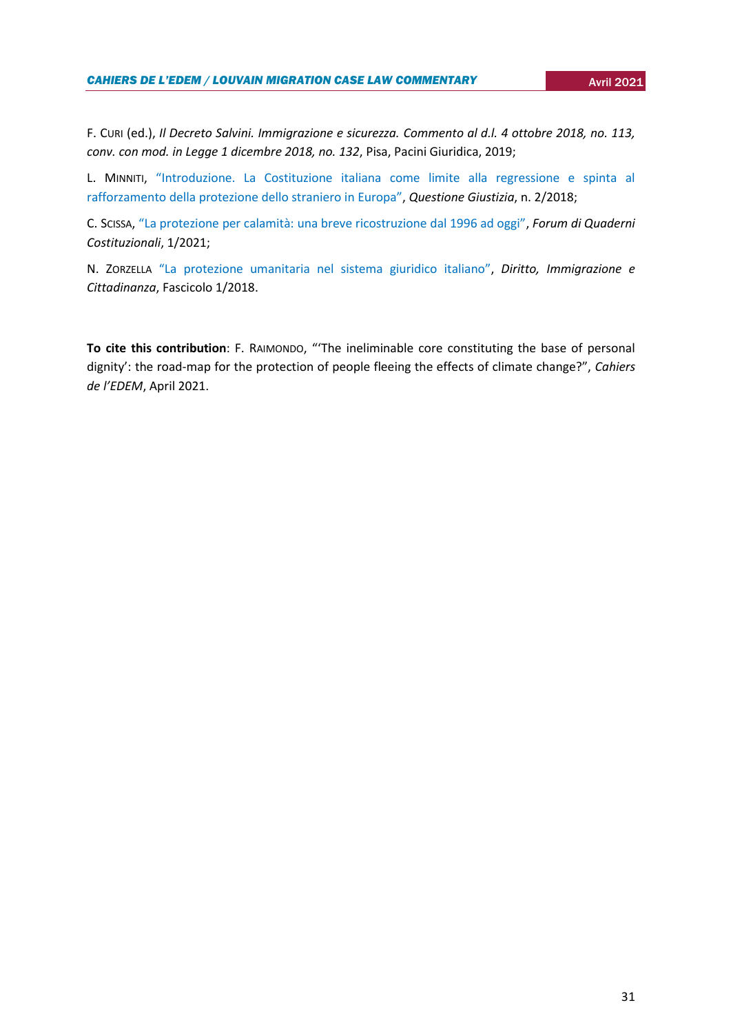F. CURI (ed.), *Il Decreto Salvini. Immigrazione e sicurezza. Commento al d.l. 4 ottobre 2018, no. 113, conv. con mod. in Legge 1 dicembre 2018, no. 132*, Pisa, Pacini Giuridica, 2019;

L. MINNITI, "Introduzione. La Costituzione italiana come limite alla regressione e spinta al rafforzamento della protezione dello straniero in Europa", *Questione Giustizia*, n. 2/2018;

C. SCISSA, "La protezione per calamità: una breve ricostruzione dal 1996 ad oggi", *Forum di Quaderni Costituzionali*, 1/2021;

N. ZORZELLA "La protezione umanitaria nel sistema giuridico italiano", *Diritto, Immigrazione e Cittadinanza*, Fascicolo 1/2018.

**To cite this contribution**: F. RAIMONDO, "'The ineliminable core constituting the base of personal dignity': the road-map for the protection of people fleeing the effects of climate change?", *Cahiers de l'EDEM*, April 2021.